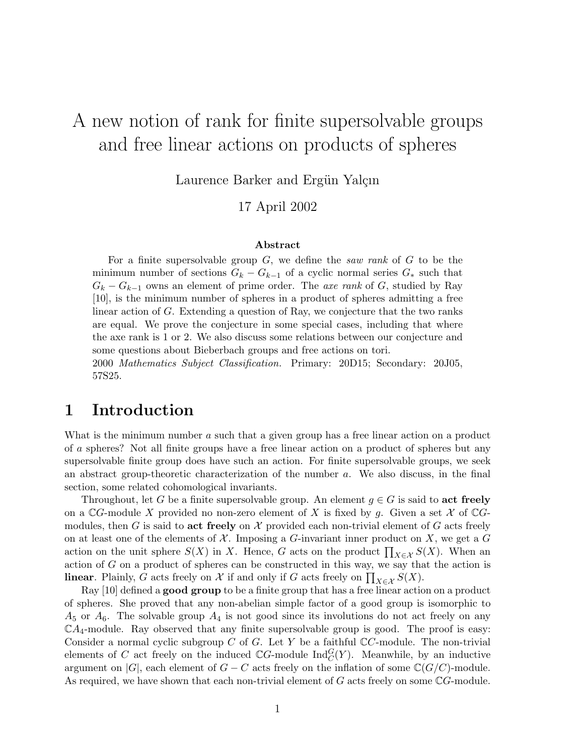# A new notion of rank for finite supersolvable groups and free linear actions on products of spheres

Laurence Barker and Ergün Yalçın

17 April 2002

### Abstract

For a finite supersolvable group $G$, we define the *saw rank* of $G$ to be the minimum number of sections $G_k - G_{k-1}$ of a cyclic normal series $G_*$ such that $G_k - G_{k-1}$ owns an element of prime order. The *axe rank* of $G$, studied by Ray [10], is the minimum number of spheres in a product of spheres admitting a free linear action of $G$. Extending a question of Ray, we conjecture that the two ranks are equal. We prove the conjecture in some special cases, including that where the axe rank is 1 or 2. We also discuss some relations between our conjecture and some questions about Bieberbach groups and free actions on tori.

2000 *Mathematics Subject Classification.* Primary: 20D15; Secondary: 20J05, 57S25.

## 1 Introduction

What is the minimum number $a$ such that a given group has a free linear action on a product of $a$ spheres? Not all finite groups have a free linear action on a product of spheres but any supersolvable finite group does have such an action. For finite supersolvable groups, we seek an abstract group-theoretic characterization of the number $a$. We also discuss, in the final section, some related cohomological invariants.

Throughout, let $G$ be a finite supersolvable group. An element $g \in G$ is said to **act freely** on a $\mathbb{C}G$-module $X$ provided no non-zero element of $X$ is fixed by $g$. Given a set $\mathcal{X}$ of $\mathbb{C}G$-modules, then $G$ is said to **act freely** on $\mathcal{X}$ provided each non-trivial element of $G$ acts freely on at least one of the elements of $\mathcal{X}$. Imposing a $G$-invariant inner product on $X$, we get a $G$ action on the unit sphere $S(X)$ in $X$. Hence, $G$ acts on the product $\prod_{X \in \mathcal{X}} S(X)$. When an action of $G$ on a product of spheres can be constructed in this way, we say that the action is **linear**. Plainly, $G$ acts freely on $\mathcal{X}$ if and only if $G$ acts freely on $\prod_{X \in \mathcal{X}} S(X)$.

Ray [10] defined a **good group** to be a finite group that has a free linear action on a product of spheres. She proved that any non-abelian simple factor of a good group is isomorphic to $A_5$ or $A_6$. The solvable group $A_4$ is not good since its involutions do not act freely on any $\mathbb{C}A_4$-module. Ray observed that any finite supersolvable group is good. The proof is easy: Consider a normal cyclic subgroup $C$ of $G$. Let $Y$ be a faithful $\mathbb{C}C$-module. The non-trivial elements of $C$ act freely on the induced $\mathbb{C}G$-module $\mathrm{Ind}_C^G(Y)$. Meanwhile, by an inductive argument on $|G|$, each element of $G - C$ acts freely on the inflation of some $\mathbb{C}(G/C)$-module. As required, we have shown that each non-trivial element of $G$ acts freely on some $\mathbb{C}G$-module.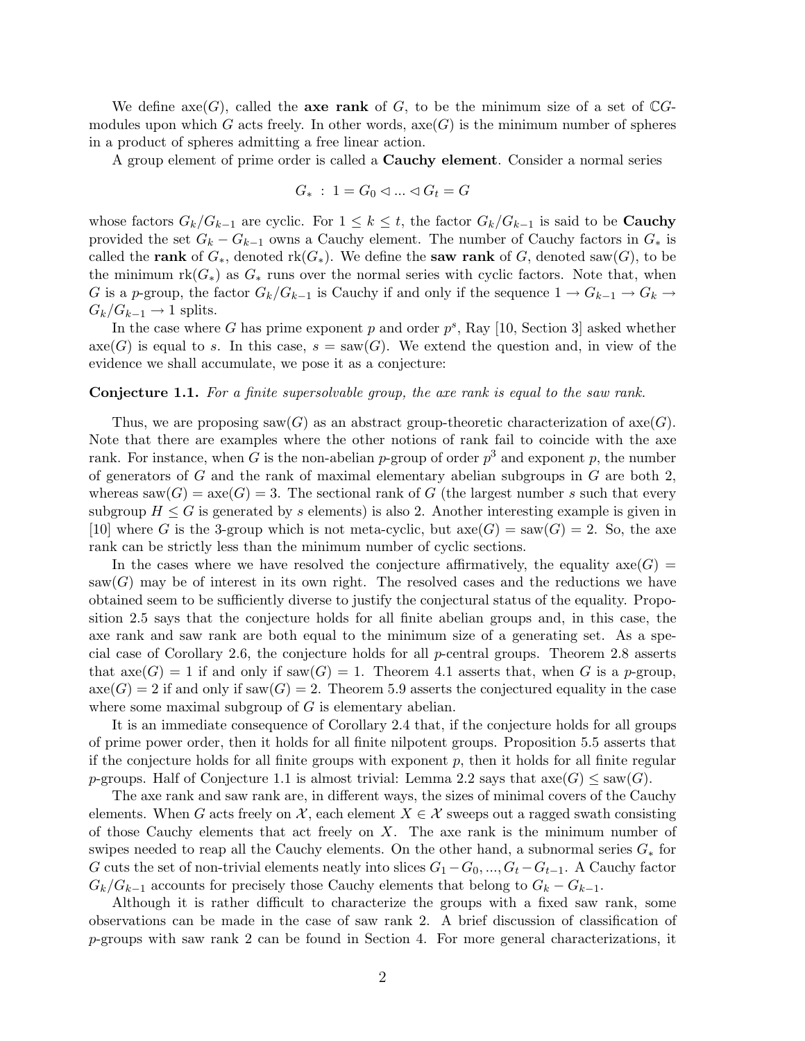We define $\text{axe}(G)$, called the **axe rank** of $G$, to be the minimum size of a set of $\mathbb{C}G$-modules upon which $G$ acts freely. In other words, $\text{axe}(G)$ is the minimum number of spheres in a product of spheres admitting a free linear action.

A group element of prime order is called a **Cauchy element**. Consider a normal series

$$G_* \ : \ 1 = G_0 \lhd ... \lhd G_t = G$$

whose factors $G_k/G_{k-1}$ are cyclic. For $1 \leq k \leq t$, the factor $G_k/G_{k-1}$ is said to be **Cauchy** provided the set $G_k - G_{k-1}$ owns a Cauchy element. The number of Cauchy factors in $G_*$ is called the **rank** of $G_*$, denoted $\text{rk}(G_*)$. We define the **saw rank** of $G$, denoted $\text{saw}(G)$, to be the minimum $\text{rk}(G_*)$ as $G_*$ runs over the normal series with cyclic factors. Note that, when $G$ is a $p$-group, the factor $G_k/G_{k-1}$ is Cauchy if and only if the sequence $1 \to G_{k-1} \to G_k \to G_k/G_{k-1} \to 1$ splits.

In the case where $G$ has prime exponent $p$ and order $p^s$, Ray [10, Section 3] asked whether $\text{axe}(G)$ is equal to $s$. In this case, $s = \text{saw}(G)$. We extend the question and, in view of the evidence we shall accumulate, we pose it as a conjecture:

**Conjecture 1.1.** *For a finite supersolvable group, the axe rank is equal to the saw rank.*

Thus, we are proposing $\text{saw}(G)$ as an abstract group-theoretic characterization of $\text{axe}(G)$. Note that there are examples where the other notions of rank fail to coincide with the axe rank. For instance, when $G$ is the non-abelian $p$-group of order $p^3$ and exponent $p$, the number of generators of $G$ and the rank of maximal elementary abelian subgroups in $G$ are both 2, whereas $\text{saw}(G) = \text{axe}(G) = 3$. The sectional rank of $G$ (the largest number $s$ such that every subgroup $H \leq G$ is generated by $s$ elements) is also 2. Another interesting example is given in [10] where $G$ is the 3-group which is not meta-cyclic, but $\text{axe}(G) = \text{saw}(G) = 2$. So, the axe rank can be strictly less than the minimum number of cyclic sections.

In the cases where we have resolved the conjecture affirmatively, the equality $\text{axe}(G) = \text{saw}(G)$ may be of interest in its own right. The resolved cases and the reductions we have obtained seem to be sufficiently diverse to justify the conjectural status of the equality. Proposition 2.5 says that the conjecture holds for all finite abelian groups and, in this case, the axe rank and saw rank are both equal to the minimum size of a generating set. As a special case of Corollary 2.6, the conjecture holds for all $p$-central groups. Theorem 2.8 asserts that $\text{axe}(G) = 1$ if and only if $\text{saw}(G) = 1$. Theorem 4.1 asserts that, when $G$ is a $p$-group, $\text{axe}(G) = 2$ if and only if $\text{saw}(G) = 2$. Theorem 5.9 asserts the conjectured equality in the case where some maximal subgroup of $G$ is elementary abelian.

It is an immediate consequence of Corollary 2.4 that, if the conjecture holds for all groups of prime power order, then it holds for all finite nilpotent groups. Proposition 5.5 asserts that if the conjecture holds for all finite groups with exponent $p$, then it holds for all finite regular $p$-groups. Half of Conjecture 1.1 is almost trivial: Lemma 2.2 says that $\text{axe}(G) \leq \text{saw}(G)$.

The axe rank and saw rank are, in different ways, the sizes of minimal covers of the Cauchy elements. When $G$ acts freely on $\mathcal{X}$, each element $X \in \mathcal{X}$ sweeps out a ragged swath consisting of those Cauchy elements that act freely on $X$. The axe rank is the minimum number of swipes needed to reap all the Cauchy elements. On the other hand, a subnormal series $G_*$ for $G$ cuts the set of non-trivial elements neatly into slices $G_1 - G_0, ..., G_t - G_{t-1}$. A Cauchy factor $G_k/G_{k-1}$ accounts for precisely those Cauchy elements that belong to $G_k - G_{k-1}$.

Although it is rather difficult to characterize the groups with a fixed saw rank, some observations can be made in the case of saw rank 2. A brief discussion of classification of $p$-groups with saw rank 2 can be found in Section 4. For more general characterizations, it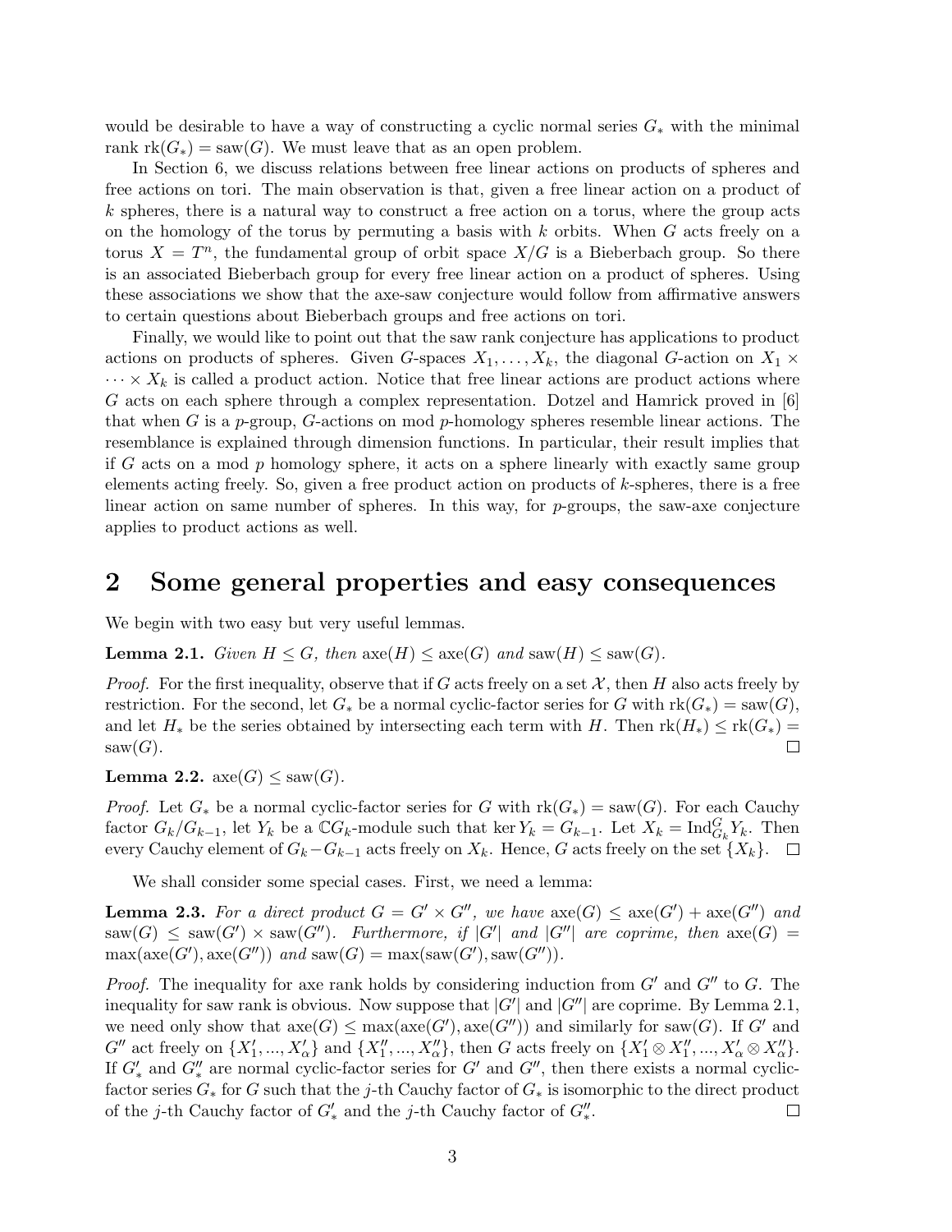would be desirable to have a way of constructing a cyclic normal series $G_*$ with the minimal rank $\mathrm{rk}(G_*) = \mathrm{saw}(G)$. We must leave that as an open problem.

In Section 6, we discuss relations between free linear actions on products of spheres and free actions on tori. The main observation is that, given a free linear action on a product of $k$ spheres, there is a natural way to construct a free action on a torus, where the group acts on the homology of the torus by permuting a basis with $k$ orbits. When $G$ acts freely on a torus $X = T^n$, the fundamental group of orbit space $X/G$ is a Bieberbach group. So there is an associated Bieberbach group for every free linear action on a product of spheres. Using these associations we show that the axe-saw conjecture would follow from affirmative answers to certain questions about Bieberbach groups and free actions on tori.

Finally, we would like to point out that the saw rank conjecture has applications to product actions on products of spheres. Given $G$-spaces $X_1, \ldots, X_k$, the diagonal $G$-action on $X_1 \times \cdots \times X_k$ is called a product action. Notice that free linear actions are product actions where $G$ acts on each sphere through a complex representation. Dotzel and Hamrick proved in [6] that when $G$ is a $p$-group, $G$-actions on mod $p$-homology spheres resemble linear actions. The resemblance is explained through dimension functions. In particular, their result implies that if $G$ acts on a mod $p$ homology sphere, it acts on a sphere linearly with exactly same group elements acting freely. So, given a free product action on products of $k$-spheres, there is a free linear action on same number of spheres. In this way, for $p$-groups, the saw-axe conjecture applies to product actions as well.

## 2 Some general properties and easy consequences

We begin with two easy but very useful lemmas.

**Lemma 2.1.** *Given $H \leq G$, then $\mathrm{axe}(H) \leq \mathrm{axe}(G)$ and $\mathrm{saw}(H) \leq \mathrm{saw}(G)$.*

*Proof.* For the first inequality, observe that if $G$ acts freely on a set $\mathcal{X}$, then $H$ also acts freely by restriction. For the second, let $G_*$ be a normal cyclic-factor series for $G$ with $\mathrm{rk}(G_*) = \mathrm{saw}(G)$, and let $H_*$ be the series obtained by intersecting each term with $H$. Then $\mathrm{rk}(H_*) \leq \mathrm{rk}(G_*) = \mathrm{saw}(G)$. □

**Lemma 2.2.** $\mathrm{axe}(G) \leq \mathrm{saw}(G)$.

*Proof.* Let $G_*$ be a normal cyclic-factor series for $G$ with $\mathrm{rk}(G_*) = \mathrm{saw}(G)$. For each Cauchy factor $G_k/G_{k-1}$, let $Y_k$ be a $\mathbb{C}G_k$-module such that $\ker Y_k = G_{k-1}$. Let $X_k = \mathrm{Ind}_{G_k}^{G} Y_k$. Then every Cauchy element of $G_k - G_{k-1}$ acts freely on $X_k$. Hence, $G$ acts freely on the set $\{X_k\}$. □

We shall consider some special cases. First, we need a lemma:

**Lemma 2.3.** *For a direct product $G = G' \times G''$, we have $\mathrm{axe}(G) \leq \mathrm{axe}(G') + \mathrm{axe}(G'')$ and $\mathrm{saw}(G) \leq \mathrm{saw}(G') \times \mathrm{saw}(G'')$. Furthermore, if $|G'|$ and $|G''|$ are coprime, then $\mathrm{axe}(G) = \max(\mathrm{axe}(G'), \mathrm{axe}(G''))$ and $\mathrm{saw}(G) = \max(\mathrm{saw}(G'), \mathrm{saw}(G''))$.*

*Proof.* The inequality for axe rank holds by considering induction from $G'$ and $G''$ to $G$. The inequality for saw rank is obvious. Now suppose that $|G'|$ and $|G''|$ are coprime. By Lemma 2.1, we need only show that $\mathrm{axe}(G) \leq \max(\mathrm{axe}(G'), \mathrm{axe}(G''))$ and similarly for $\mathrm{saw}(G)$. If $G'$ and $G''$ act freely on $\{X'_1, ..., X'_\alpha\}$ and $\{X''_1, ..., X''_\alpha\}$, then $G$ acts freely on $\{X'_1 \otimes X''_1, ..., X'_\alpha \otimes X''_\alpha\}$. If $G'_*$ and $G''_*$ are normal cyclic-factor series for $G'$ and $G''$, then there exists a normal cyclic-factor series $G_*$ for $G$ such that the $j$-th Cauchy factor of $G_*$ is isomorphic to the direct product of the $j$-th Cauchy factor of $G'_*$ and the $j$-th Cauchy factor of $G''_*$. □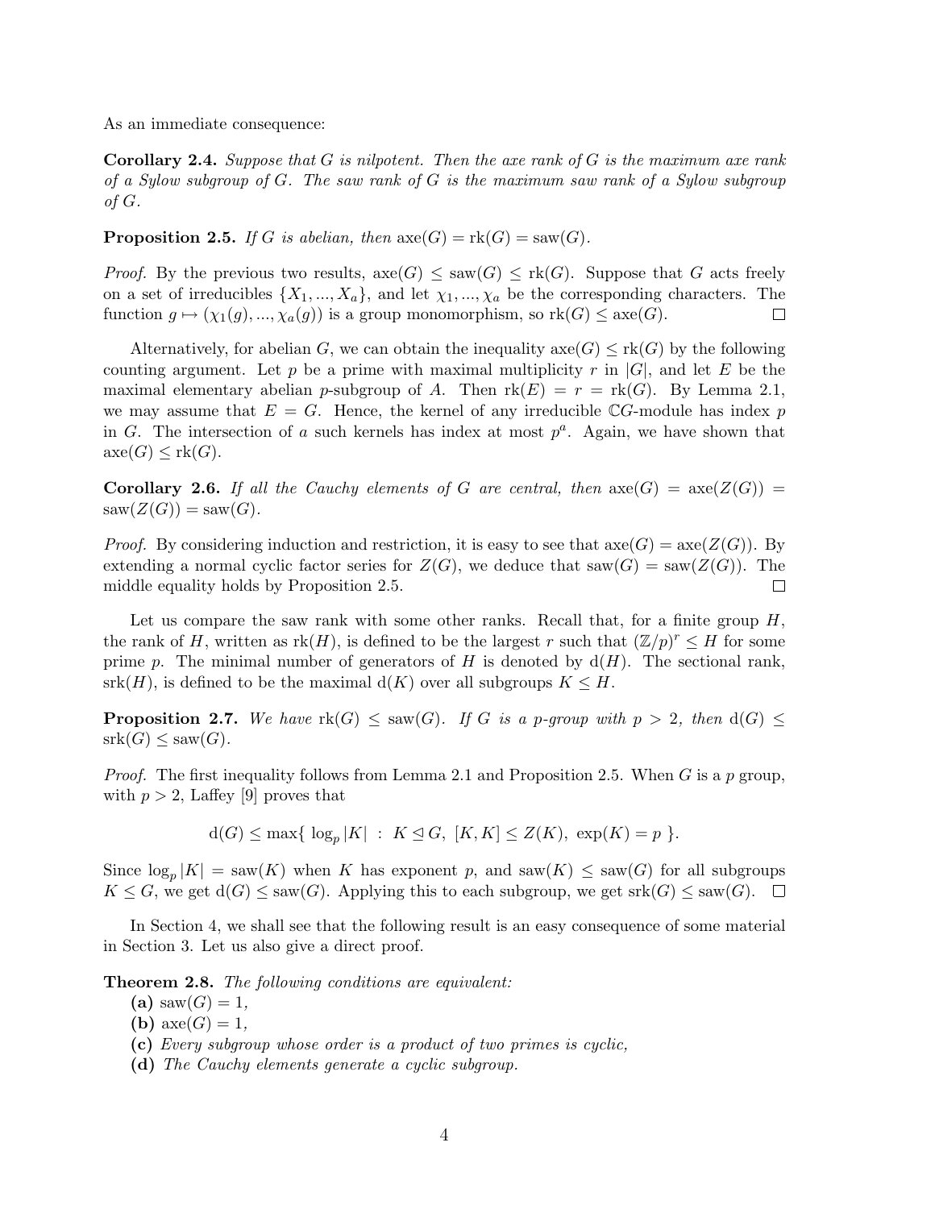As an immediate consequence:

**Corollary 2.4.** *Suppose that G is nilpotent. Then the axe rank of G is the maximum axe rank of a Sylow subgroup of G. The saw rank of G is the maximum saw rank of a Sylow subgroup of G.*

**Proposition 2.5.** *If $G$ is abelian, then* $\mathrm{axe}(G) = \mathrm{rk}(G) = \mathrm{saw}(G)$.

*Proof.* By the previous two results, $\mathrm{axe}(G) \leq \mathrm{saw}(G) \leq \mathrm{rk}(G)$. Suppose that $G$ acts freely on a set of irreducibles $\{X_1, ..., X_a\}$, and let $\chi_1, ..., \chi_a$ be the corresponding characters. The function $g \mapsto (\chi_1(g), ..., \chi_a(g))$ is a group monomorphism, so $\mathrm{rk}(G) \leq \mathrm{axe}(G)$. □

Alternatively, for abelian $G$, we can obtain the inequality $\mathrm{axe}(G) \leq \mathrm{rk}(G)$ by the following counting argument. Let $p$ be a prime with maximal multiplicity $r$ in $|G|$, and let $E$ be the maximal elementary abelian $p$-subgroup of $A$. Then $\mathrm{rk}(E) = r = \mathrm{rk}(G)$. By Lemma 2.1, we may assume that $E = G$. Hence, the kernel of any irreducible $\mathbb{C}G$-module has index $p$ in $G$. The intersection of $a$ such kernels has index at most $p^a$. Again, we have shown that $\mathrm{axe}(G) \leq \mathrm{rk}(G)$.

**Corollary 2.6.** *If all the Cauchy elements of G are central, then* $\mathrm{axe}(G) = \mathrm{axe}(Z(G)) = \mathrm{saw}(Z(G)) = \mathrm{saw}(G)$.

*Proof.* By considering induction and restriction, it is easy to see that $\mathrm{axe}(G) = \mathrm{axe}(Z(G))$. By extending a normal cyclic factor series for $Z(G)$, we deduce that $\mathrm{saw}(G) = \mathrm{saw}(Z(G))$. The middle equality holds by Proposition 2.5. □

Let us compare the saw rank with some other ranks. Recall that, for a finite group $H$, the rank of $H$, written as $\mathrm{rk}(H)$, is defined to be the largest $r$ such that $(\mathbb{Z}/p)^r \leq H$ for some prime $p$. The minimal number of generators of $H$ is denoted by $\mathrm{d}(H)$. The sectional rank, $\mathrm{srk}(H)$, is defined to be the maximal $\mathrm{d}(K)$ over all subgroups $K \leq H$.

**Proposition 2.7.** *We have* $\mathrm{rk}(G) \leq \mathrm{saw}(G)$. *If $G$ is a $p$-group with $p > 2$, then* $\mathrm{d}(G) \leq \mathrm{srk}(G) \leq \mathrm{saw}(G)$.

*Proof.* The first inequality follows from Lemma 2.1 and Proposition 2.5. When $G$ is a $p$ group, with $p > 2$, Laffey [9] proves that

$$\mathrm{d}(G) \leq \max\{ \log_p |K| \ : \ K \trianglelefteq G, \ [K, K] \leq Z(K), \ \exp(K) = p \ \}.$$

Since $\log_p |K| = \mathrm{saw}(K)$ when $K$ has exponent $p$, and $\mathrm{saw}(K) \leq \mathrm{saw}(G)$ for all subgroups $K \leq G$, we get $\mathrm{d}(G) \leq \mathrm{saw}(G)$. Applying this to each subgroup, we get $\mathrm{srk}(G) \leq \mathrm{saw}(G)$. □

In Section 4, we shall see that the following result is an easy consequence of some material in Section 3. Let us also give a direct proof.

**Theorem 2.8.** *The following conditions are equivalent:*

**(a)** $\mathrm{saw}(G) = 1$,

**(b)** $\mathrm{axe}(G) = 1$,

**(c)** *Every subgroup whose order is a product of two primes is cyclic,*

**(d)** *The Cauchy elements generate a cyclic subgroup.*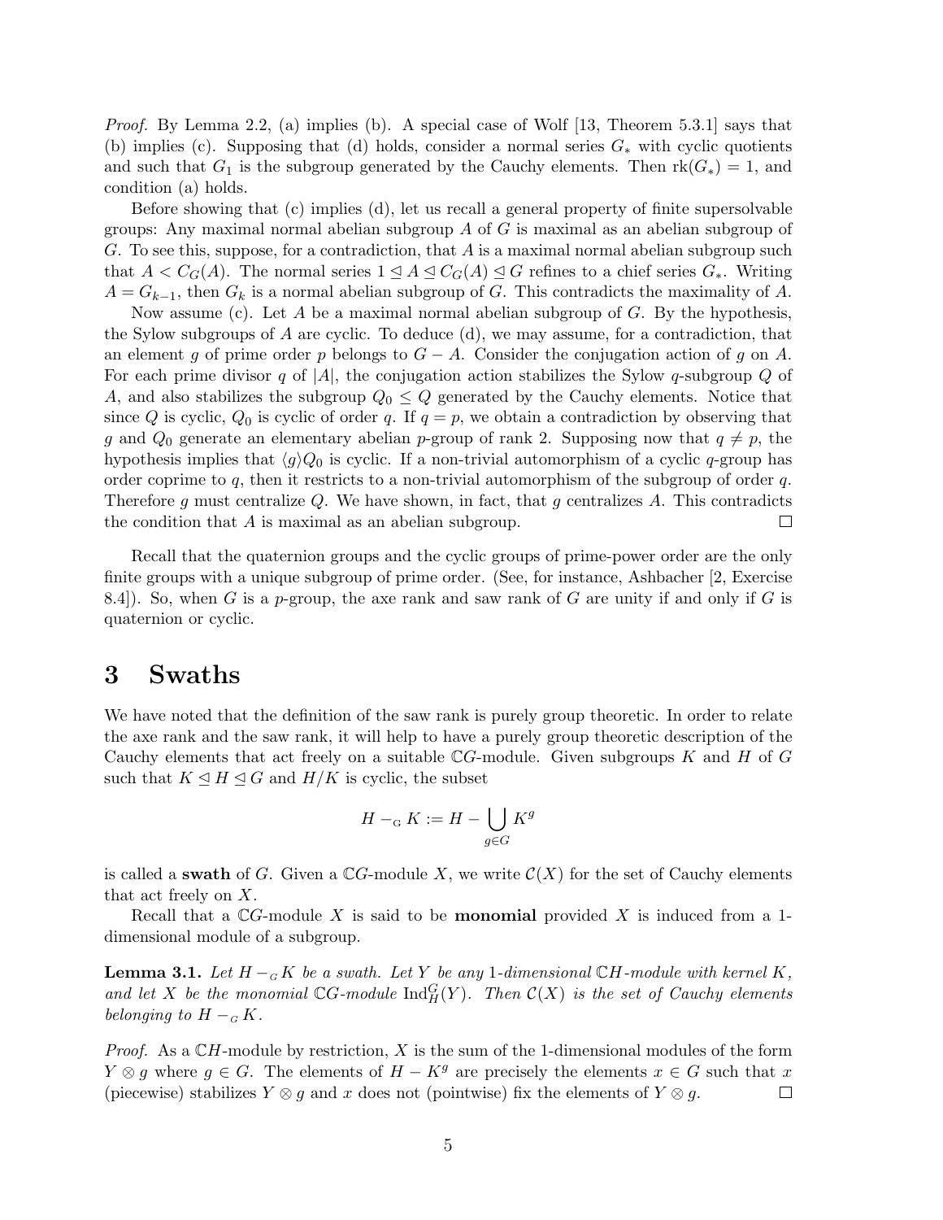*Proof.* By Lemma 2.2, (a) implies (b). A special case of Wolf [13, Theorem 5.3.1] says that (b) implies (c). Supposing that (d) holds, consider a normal series $G_*$ with cyclic quotients and such that $G_1$ is the subgroup generated by the Cauchy elements. Then $\mathrm{rk}(G_*) = 1$, and condition (a) holds.

Before showing that (c) implies (d), let us recall a general property of finite supersolvable groups: Any maximal normal abelian subgroup $A$ of $G$ is maximal as an abelian subgroup of $G$. To see this, suppose, for a contradiction, that $A$ is a maximal normal abelian subgroup such that $A < C_G(A)$. The normal series $1 \trianglelefteq A \trianglelefteq C_G(A) \trianglelefteq G$ refines to a chief series $G_*$. Writing $A = G_{k-1}$, then $G_k$ is a normal abelian subgroup of $G$. This contradicts the maximality of $A$.

Now assume (c). Let $A$ be a maximal normal abelian subgroup of $G$. By the hypothesis, the Sylow subgroups of $A$ are cyclic. To deduce (d), we may assume, for a contradiction, that an element $g$ of prime order $p$ belongs to $G - A$. Consider the conjugation action of $g$ on $A$. For each prime divisor $q$ of $|A|$, the conjugation action stabilizes the Sylow $q$-subgroup $Q$ of $A$, and also stabilizes the subgroup $Q_0 \leq Q$ generated by the Cauchy elements. Notice that since $Q$ is cyclic, $Q_0$ is cyclic of order $q$. If $q = p$, we obtain a contradiction by observing that $g$ and $Q_0$ generate an elementary abelian $p$-group of rank 2. Supposing now that $q \neq p$, the hypothesis implies that $\langle g \rangle Q_0$ is cyclic. If a non-trivial automorphism of a cyclic $q$-group has order coprime to $q$, then it restricts to a non-trivial automorphism of the subgroup of order $q$. Therefore $g$ must centralize $Q$. We have shown, in fact, that $g$ centralizes $A$. This contradicts the condition that $A$ is maximal as an abelian subgroup. $\square$

Recall that the quaternion groups and the cyclic groups of prime-power order are the only finite groups with a unique subgroup of prime order. (See, for instance, Ashbacher [2, Exercise 8.4]). So, when $G$ is a $p$-group, the axe rank and saw rank of $G$ are unity if and only if $G$ is quaternion or cyclic.

# 3 Swaths

We have noted that the definition of the saw rank is purely group theoretic. In order to relate the axe rank and the saw rank, it will help to have a purely group theoretic description of the Cauchy elements that act freely on a suitable $\mathbb{C}G$-module. Given subgroups $K$ and $H$ of $G$ such that $K \trianglelefteq H \trianglelefteq G$ and $H/K$ is cyclic, the subset

$$H -_{\mathrm{G}} K := H - \bigcup_{g \in G} K^g$$

is called a **swath** of $G$. Given a $\mathbb{C}G$-module $X$, we write $\mathcal{C}(X)$ for the set of Cauchy elements that act freely on $X$.

Recall that a $\mathbb{C}G$-module $X$ is said to be **monomial** provided $X$ is induced from a 1-dimensional module of a subgroup.

**Lemma 3.1.** *Let $H -_{G} K$ be a swath. Let $Y$ be any 1-dimensional $\mathbb{C}H$-module with kernel $K$, and let $X$ be the monomial $\mathbb{C}G$-module $\mathrm{Ind}_H^G(Y)$. Then $\mathcal{C}(X)$ is the set of Cauchy elements belonging to $H -_{G} K$.*

*Proof.* As a $\mathbb{C}H$-module by restriction, $X$ is the sum of the 1-dimensional modules of the form $Y \otimes g$ where $g \in G$. The elements of $H - K^g$ are precisely the elements $x \in G$ such that $x$ (piecewise) stabilizes $Y \otimes g$ and $x$ does not (pointwise) fix the elements of $Y \otimes g$. $\square$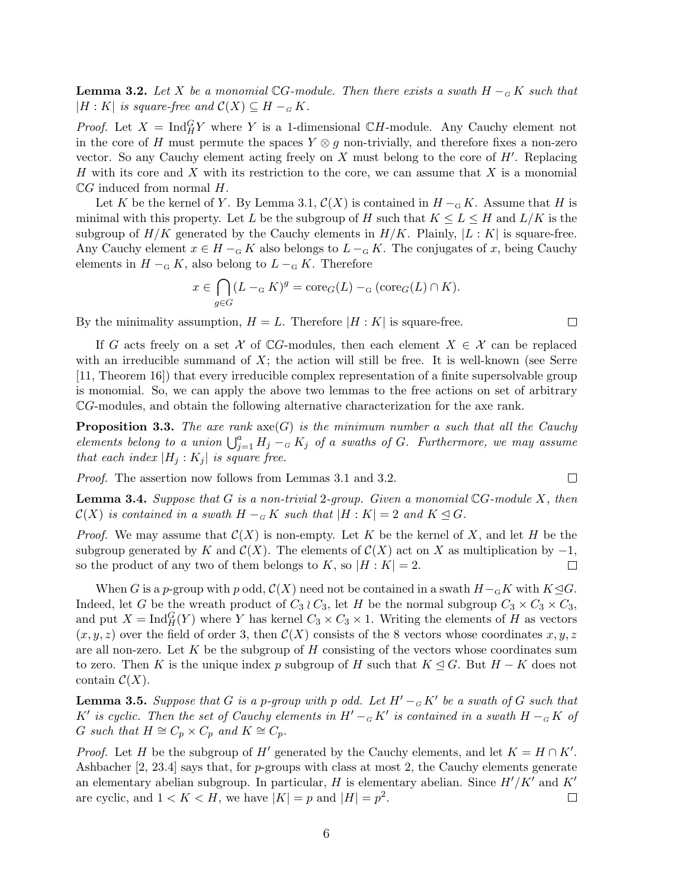**Lemma 3.2.** *Let $X$ be a monomial $\mathbb{C}G$-module. Then there exists a swath $H -_G K$ such that $|H : K|$ is square-free and $\mathcal{C}(X) \subseteq H -_G K$.*

*Proof.* Let $X = \mathrm{Ind}_H^G Y$ where $Y$ is a 1-dimensional $\mathbb{C}H$-module. Any Cauchy element not in the core of $H$ must permute the spaces $Y \otimes g$ non-trivially, and therefore fixes a non-zero vector. So any Cauchy element acting freely on $X$ must belong to the core of $H'$. Replacing $H$ with its core and $X$ with its restriction to the core, we can assume that $X$ is a monomial $\mathbb{C}G$ induced from normal $H$.

Let $K$ be the kernel of $Y$. By Lemma 3.1, $\mathcal{C}(X)$ is contained in $H -_G K$. Assume that $H$ is minimal with this property. Let $L$ be the subgroup of $H$ such that $K \leq L \leq H$ and $L/K$ is the subgroup of $H/K$ generated by the Cauchy elements in $H/K$. Plainly, $|L : K|$ is square-free. Any Cauchy element $x \in H -_G K$ also belongs to $L -_G K$. The conjugates of $x$, being Cauchy elements in $H -_G K$, also belong to $L -_G K$. Therefore

$$x \in \bigcap_{g \in G} (L -_G K)^g = \mathrm{core}_G(L) -_G (\mathrm{core}_G(L) \cap K).$$

By the minimality assumption, $H = L$. Therefore $|H : K|$ is square-free. $\square$

If $G$ acts freely on a set $\mathcal{X}$ of $\mathbb{C}G$-modules, then each element $X \in \mathcal{X}$ can be replaced with an irreducible summand of $X$; the action will still be free. It is well-known (see Serre [11, Theorem 16]) that every irreducible complex representation of a finite supersolvable group is monomial. So, we can apply the above two lemmas to the free actions on set of arbitrary $\mathbb{C}G$-modules, and obtain the following alternative characterization for the axe rank.

**Proposition 3.3.** *The axe rank $\mathrm{axe}(G)$ is the minimum number $a$ such that all the Cauchy elements belong to a union $\bigcup_{j=1}^{a} H_j -_G K_j$ of $a$ swaths of $G$. Furthermore, we may assume that each index $|H_j : K_j|$ is square free.*

*Proof.* The assertion now follows from Lemmas 3.1 and 3.2. $\square$

**Lemma 3.4.** *Suppose that $G$ is a non-trivial 2-group. Given a monomial $\mathbb{C}G$-module $X$, then $\mathcal{C}(X)$ is contained in a swath $H -_G K$ such that $|H : K| = 2$ and $K \trianglelefteq G$.*

*Proof.* We may assume that $\mathcal{C}(X)$ is non-empty. Let $K$ be the kernel of $X$, and let $H$ be the subgroup generated by $K$ and $\mathcal{C}(X)$. The elements of $\mathcal{C}(X)$ act on $X$ as multiplication by $-1$, so the product of any two of them belongs to $K$, so $|H : K| = 2$. $\square$

When $G$ is a $p$-group with $p$ odd, $\mathcal{C}(X)$ need not be contained in a swath $H -_G K$ with $K \trianglelefteq G$. Indeed, let $G$ be the wreath product of $C_3 \wr C_3$, let $H$ be the normal subgroup $C_3 \times C_3 \times C_3$, and put $X = \mathrm{Ind}_H^G(Y)$ where $Y$ has kernel $C_3 \times C_3 \times 1$. Writing the elements of $H$ as vectors $(x, y, z)$ over the field of order 3, then $\mathcal{C}(X)$ consists of the 8 vectors whose coordinates $x, y, z$ are all non-zero. Let $K$ be the subgroup of $H$ consisting of the vectors whose coordinates sum to zero. Then $K$ is the unique index $p$ subgroup of $H$ such that $K \trianglelefteq G$. But $H - K$ does not contain $\mathcal{C}(X)$.

**Lemma 3.5.** *Suppose that $G$ is a $p$-group with $p$ odd. Let $H' -_G K'$ be a swath of $G$ such that $K'$ is cyclic. Then the set of Cauchy elements in $H' -_G K'$ is contained in a swath $H -_G K$ of $G$ such that $H \cong C_p \times C_p$ and $K \cong C_p$.*

*Proof.* Let $H$ be the subgroup of $H'$ generated by the Cauchy elements, and let $K = H \cap K'$. Ashbacher [2, 23.4] says that, for $p$-groups with class at most 2, the Cauchy elements generate an elementary abelian subgroup. In particular, $H$ is elementary abelian. Since $H'/K'$ and $K'$ are cyclic, and $1 < K < H$, we have $|K| = p$ and $|H| = p^2$. $\square$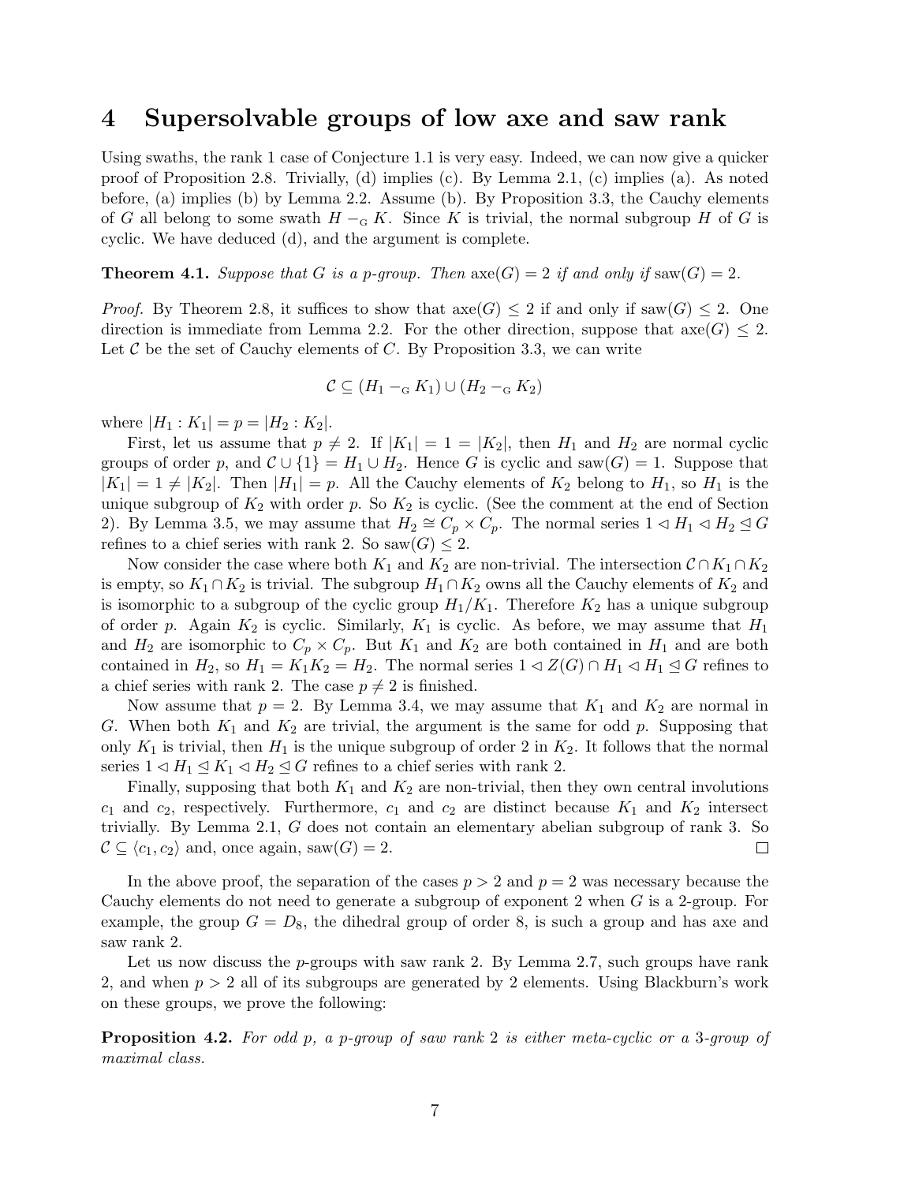# 4 Supersolvable groups of low axe and saw rank

Using swaths, the rank 1 case of Conjecture 1.1 is very easy. Indeed, we can now give a quicker proof of Proposition 2.8. Trivially, (d) implies (c). By Lemma 2.1, (c) implies (a). As noted before, (a) implies (b) by Lemma 2.2. Assume (b). By Proposition 3.3, the Cauchy elements of $G$ all belong to some swath $H -_{\text{G}} K$. Since $K$ is trivial, the normal subgroup $H$ of $G$ is cyclic. We have deduced (d), and the argument is complete.

**Theorem 4.1.** *Suppose that $G$ is a $p$-group. Then $\operatorname{axe}(G) = 2$ if and only if $\operatorname{saw}(G) = 2$.*

*Proof.* By Theorem 2.8, it suffices to show that $\operatorname{axe}(G) \leq 2$ if and only if $\operatorname{saw}(G) \leq 2$. One direction is immediate from Lemma 2.2. For the other direction, suppose that $\operatorname{axe}(G) \leq 2$. Let $\mathcal{C}$ be the set of Cauchy elements of $C$. By Proposition 3.3, we can write

$$\mathcal{C} \subseteq (H_1 -_{\text{G}} K_1) \cup (H_2 -_{\text{G}} K_2)$$

where $|H_1 : K_1| = p = |H_2 : K_2|$.

First, let us assume that $p \neq 2$. If $|K_1| = 1 = |K_2|$, then $H_1$ and $H_2$ are normal cyclic groups of order $p$, and $\mathcal{C} \cup \{1\} = H_1 \cup H_2$. Hence $G$ is cyclic and $\operatorname{saw}(G) = 1$. Suppose that $|K_1| = 1 \neq |K_2|$. Then $|H_1| = p$. All the Cauchy elements of $K_2$ belong to $H_1$, so $H_1$ is the unique subgroup of $K_2$ with order $p$. So $K_2$ is cyclic. (See the comment at the end of Section 2). By Lemma 3.5, we may assume that $H_2 \cong C_p \times C_p$. The normal series $1 \lhd H_1 \lhd H_2 \trianglelefteq G$ refines to a chief series with rank 2. So $\operatorname{saw}(G) \leq 2$.

Now consider the case where both $K_1$ and $K_2$ are non-trivial. The intersection $\mathcal{C} \cap K_1 \cap K_2$ is empty, so $K_1 \cap K_2$ is trivial. The subgroup $H_1 \cap K_2$ owns all the Cauchy elements of $K_2$ and is isomorphic to a subgroup of the cyclic group $H_1/K_1$. Therefore $K_2$ has a unique subgroup of order $p$. Again $K_2$ is cyclic. Similarly, $K_1$ is cyclic. As before, we may assume that $H_1$ and $H_2$ are isomorphic to $C_p \times C_p$. But $K_1$ and $K_2$ are both contained in $H_1$ and are both contained in $H_2$, so $H_1 = K_1K_2 = H_2$. The normal series $1 \lhd Z(G) \cap H_1 \lhd H_1 \trianglelefteq G$ refines to a chief series with rank 2. The case $p \neq 2$ is finished.

Now assume that $p = 2$. By Lemma 3.4, we may assume that $K_1$ and $K_2$ are normal in $G$. When both $K_1$ and $K_2$ are trivial, the argument is the same for odd $p$. Supposing that only $K_1$ is trivial, then $H_1$ is the unique subgroup of order 2 in $K_2$. It follows that the normal series $1 \lhd H_1 \trianglelefteq K_1 \lhd H_2 \trianglelefteq G$ refines to a chief series with rank 2.

Finally, supposing that both $K_1$ and $K_2$ are non-trivial, then they own central involutions $c_1$ and $c_2$, respectively. Furthermore, $c_1$ and $c_2$ are distinct because $K_1$ and $K_2$ intersect trivially. By Lemma 2.1, $G$ does not contain an elementary abelian subgroup of rank 3. So $\mathcal{C} \subseteq \langle c_1, c_2 \rangle$ and, once again, $\operatorname{saw}(G) = 2$. $\square$

In the above proof, the separation of the cases $p > 2$ and $p = 2$ was necessary because the Cauchy elements do not need to generate a subgroup of exponent 2 when $G$ is a 2-group. For example, the group $G = D_8$, the dihedral group of order 8, is such a group and has axe and saw rank 2.

Let us now discuss the $p$-groups with saw rank 2. By Lemma 2.7, such groups have rank 2, and when $p > 2$ all of its subgroups are generated by 2 elements. Using Blackburn's work on these groups, we prove the following:

**Proposition 4.2.** *For odd $p$, a $p$-group of saw rank 2 is either meta-cyclic or a 3-group of maximal class.*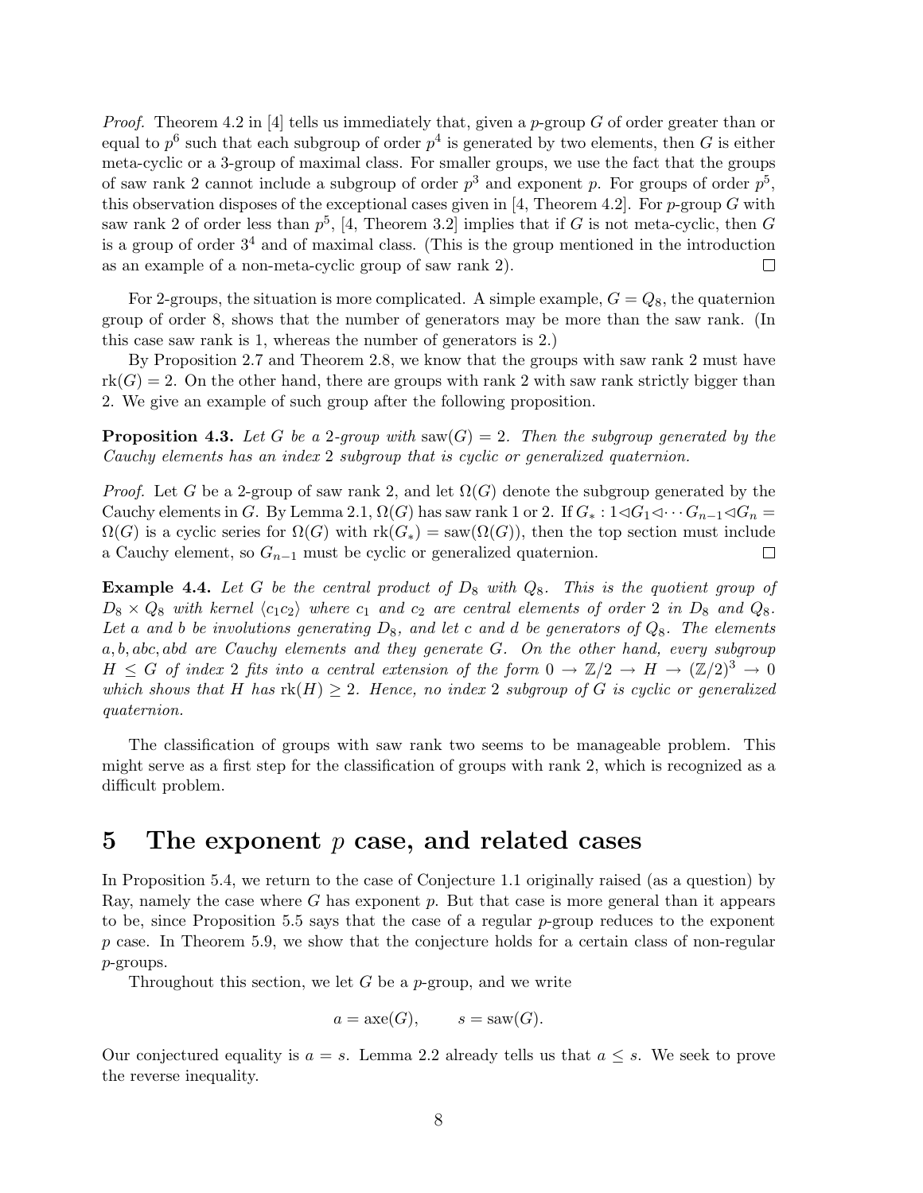*Proof.* Theorem 4.2 in [4] tells us immediately that, given a $p$-group $G$ of order greater than or equal to $p^6$ such that each subgroup of order $p^4$ is generated by two elements, then $G$ is either meta-cyclic or a 3-group of maximal class. For smaller groups, we use the fact that the groups of saw rank 2 cannot include a subgroup of order $p^3$ and exponent $p$. For groups of order $p^5$, this observation disposes of the exceptional cases given in [4, Theorem 4.2]. For $p$-group $G$ with saw rank 2 of order less than $p^5$, [4, Theorem 3.2] implies that if $G$ is not meta-cyclic, then $G$ is a group of order $3^4$ and of maximal class. (This is the group mentioned in the introduction as an example of a non-meta-cyclic group of saw rank 2). □

For 2-groups, the situation is more complicated. A simple example, $G = Q_8$, the quaternion group of order 8, shows that the number of generators may be more than the saw rank. (In this case saw rank is 1, whereas the number of generators is 2.)

By Proposition 2.7 and Theorem 2.8, we know that the groups with saw rank 2 must have $\mathrm{rk}(G) = 2$. On the other hand, there are groups with rank 2 with saw rank strictly bigger than 2. We give an example of such group after the following proposition.

**Proposition 4.3.** *Let $G$ be a 2-group with $\mathrm{saw}(G) = 2$. Then the subgroup generated by the Cauchy elements has an index 2 subgroup that is cyclic or generalized quaternion.*

*Proof.* Let $G$ be a 2-group of saw rank 2, and let $\Omega(G)$ denote the subgroup generated by the Cauchy elements in $G$. By Lemma 2.1, $\Omega(G)$ has saw rank 1 or 2. If $G_* : 1 \triangleleft G_1 \triangleleft \cdots G_{n-1} \triangleleft G_n = \Omega(G)$ is a cyclic series for $\Omega(G)$ with $\mathrm{rk}(G_*) = \mathrm{saw}(\Omega(G))$, then the top section must include a Cauchy element, so $G_{n-1}$ must be cyclic or generalized quaternion. □

**Example 4.4.** *Let $G$ be the central product of $D_8$ with $Q_8$. This is the quotient group of $D_8 \times Q_8$ with kernel $\langle c_1 c_2 \rangle$ where $c_1$ and $c_2$ are central elements of order 2 in $D_8$ and $Q_8$. Let $a$ and $b$ be involutions generating $D_8$, and let $c$ and $d$ be generators of $Q_8$. The elements $a, b, abc, abd$ are Cauchy elements and they generate $G$. On the other hand, every subgroup $H \leq G$ of index 2 fits into a central extension of the form $0 \to \mathbb{Z}/2 \to H \to (\mathbb{Z}/2)^3 \to 0$ which shows that $H$ has $\mathrm{rk}(H) \geq 2$. Hence, no index 2 subgroup of $G$ is cyclic or generalized quaternion.*

The classification of groups with saw rank two seems to be manageable problem. This might serve as a first step for the classification of groups with rank 2, which is recognized as a difficult problem.

# 5 The exponent $p$ case, and related cases

In Proposition 5.4, we return to the case of Conjecture 1.1 originally raised (as a question) by Ray, namely the case where $G$ has exponent $p$. But that case is more general than it appears to be, since Proposition 5.5 says that the case of a regular $p$-group reduces to the exponent $p$ case. In Theorem 5.9, we show that the conjecture holds for a certain class of non-regular $p$-groups.

Throughout this section, we let $G$ be a $p$-group, and we write

$$a = \mathrm{axe}(G), \qquad s = \mathrm{saw}(G).$$

Our conjectured equality is $a = s$. Lemma 2.2 already tells us that $a \leq s$. We seek to prove the reverse inequality.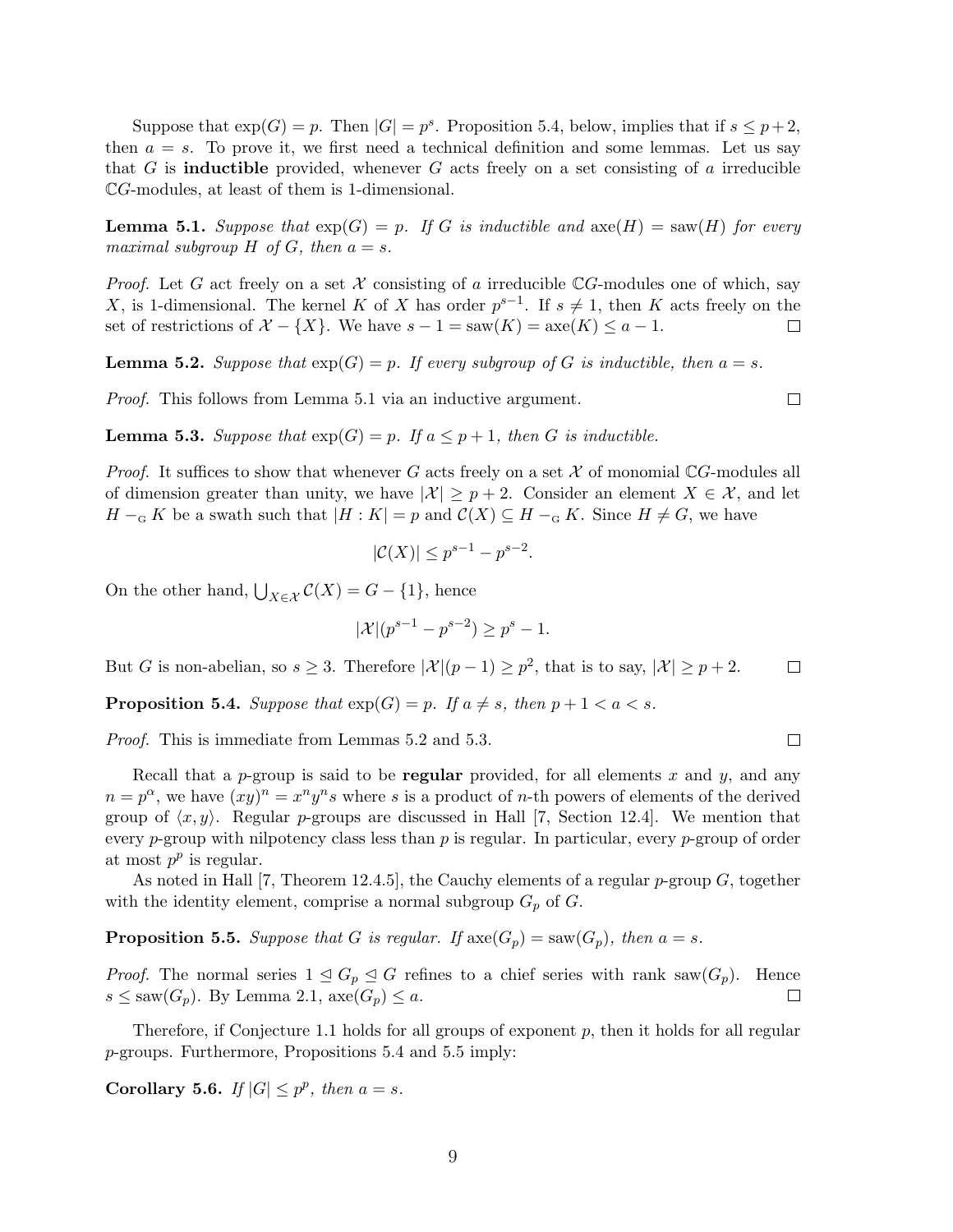Suppose that $\exp(G) = p$. Then $|G| = p^s$. Proposition 5.4, below, implies that if $s \leq p+2$, then $a = s$. To prove it, we first need a technical definition and some lemmas. Let us say that $G$ is **inductible** provided, whenever $G$ acts freely on a set consisting of $a$ irreducible $\mathbb{C}G$-modules, at least of them is 1-dimensional.

**Lemma 5.1.** *Suppose that* $\exp(G) = p$*. If* $G$ *is inductible and* $\mathrm{axe}(H) = \mathrm{saw}(H)$ *for every maximal subgroup* $H$ *of* $G$*, then* $a = s$*.*

*Proof.* Let $G$ act freely on a set $\mathcal{X}$ consisting of $a$ irreducible $\mathbb{C}G$-modules one of which, say $X$, is 1-dimensional. The kernel $K$ of $X$ has order $p^{s-1}$. If $s \neq 1$, then $K$ acts freely on the set of restrictions of $\mathcal{X} - \{X\}$. We have $s - 1 = \mathrm{saw}(K) = \mathrm{axe}(K) \leq a - 1$. $\square$

**Lemma 5.2.** *Suppose that* $\exp(G) = p$*. If every subgroup of* $G$ *is inductible, then* $a = s$*.*

*Proof.* This follows from Lemma 5.1 via an inductive argument. $\square$

**Lemma 5.3.** *Suppose that* $\exp(G) = p$*. If* $a \leq p+1$*, then* $G$ *is inductible.*

*Proof.* It suffices to show that whenever $G$ acts freely on a set $\mathcal{X}$ of monomial $\mathbb{C}G$-modules all of dimension greater than unity, we have $|\mathcal{X}| \geq p+2$. Consider an element $X \in \mathcal{X}$, and let $H -_{\mathrm{G}} K$ be a swath such that $|H : K| = p$ and $\mathcal{C}(X) \subseteq H -_{\mathrm{G}} K$. Since $H \neq G$, we have

$$|\mathcal{C}(X)| \leq p^{s-1} - p^{s-2}.$$

On the other hand, $\bigcup_{X \in \mathcal{X}} \mathcal{C}(X) = G - \{1\}$, hence

$$|\mathcal{X}|(p^{s-1} - p^{s-2}) \geq p^s - 1.$$

But $G$ is non-abelian, so $s \geq 3$. Therefore $|\mathcal{X}|(p-1) \geq p^2$, that is to say, $|\mathcal{X}| \geq p+2$. $\square$

**Proposition 5.4.** *Suppose that* $\exp(G) = p$*. If* $a \neq s$*, then* $p + 1 < a < s$*.*

*Proof.* This is immediate from Lemmas 5.2 and 5.3. $\square$

Recall that a $p$-group is said to be **regular** provided, for all elements $x$ and $y$, and any $n = p^\alpha$, we have $(xy)^n = x^n y^n s$ where $s$ is a product of $n$-th powers of elements of the derived group of $\langle x, y \rangle$. Regular $p$-groups are discussed in Hall [7, Section 12.4]. We mention that every $p$-group with nilpotency class less than $p$ is regular. In particular, every $p$-group of order at most $p^p$ is regular.

As noted in Hall [7, Theorem 12.4.5], the Cauchy elements of a regular $p$-group $G$, together with the identity element, comprise a normal subgroup $G_p$ of $G$.

**Proposition 5.5.** *Suppose that* $G$ *is regular. If* $\mathrm{axe}(G_p) = \mathrm{saw}(G_p)$*, then* $a = s$*.*

*Proof.* The normal series $1 \trianglelefteq G_p \trianglelefteq G$ refines to a chief series with rank $\mathrm{saw}(G_p)$. Hence $s \leq \mathrm{saw}(G_p)$. By Lemma 2.1, $\mathrm{axe}(G_p) \leq a$. $\square$

Therefore, if Conjecture 1.1 holds for all groups of exponent $p$, then it holds for all regular $p$-groups. Furthermore, Propositions 5.4 and 5.5 imply:

**Corollary 5.6.** *If* $|G| \leq p^p$*, then* $a = s$*.*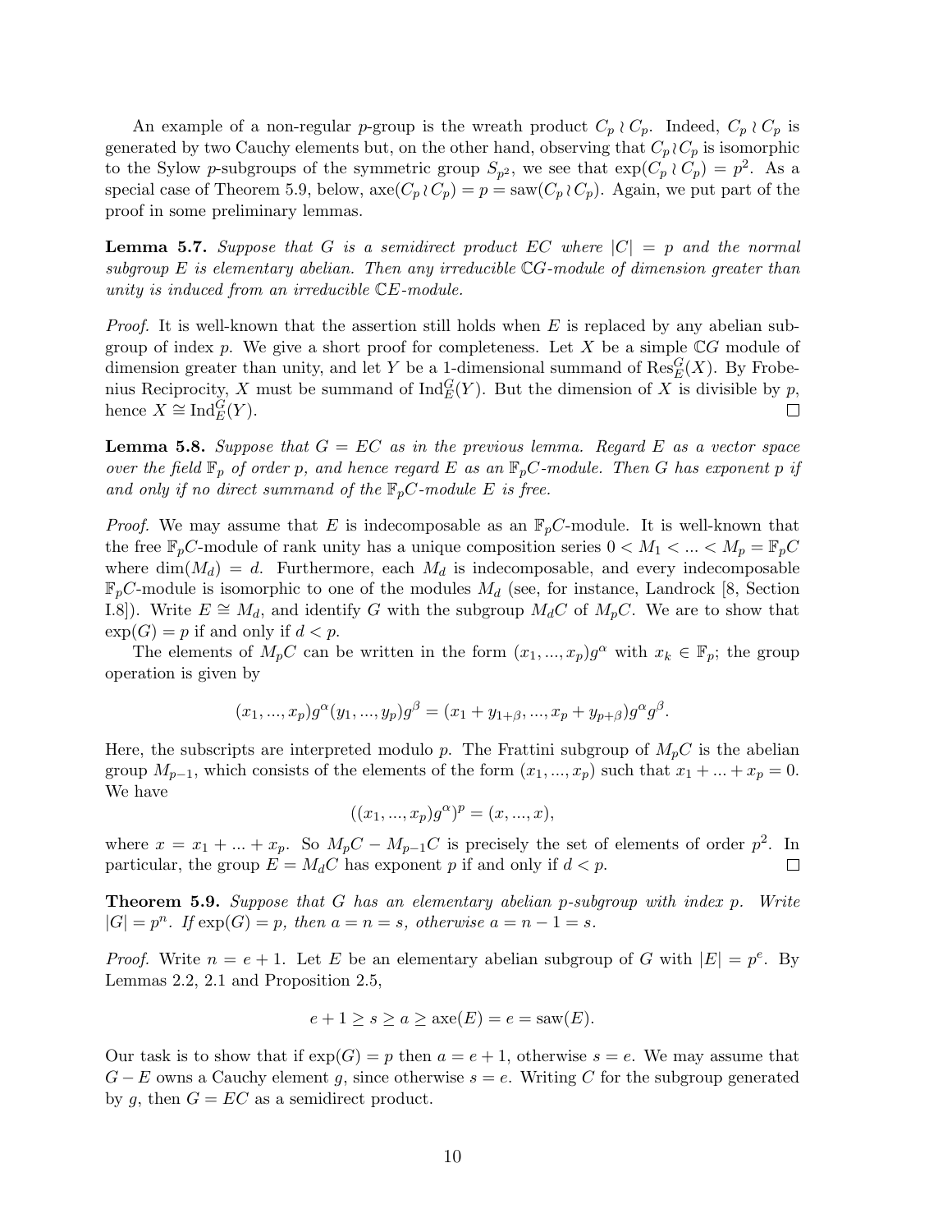An example of a non-regular $p$-group is the wreath product $C_p \wr C_p$. Indeed, $C_p \wr C_p$ is generated by two Cauchy elements but, on the other hand, observing that $C_p \wr C_p$ is isomorphic to the Sylow $p$-subgroups of the symmetric group $S_{p^2}$, we see that $\exp(C_p \wr C_p) = p^2$. As a special case of Theorem 5.9, below, $\mathrm{axe}(C_p \wr C_p) = p = \mathrm{saw}(C_p \wr C_p)$. Again, we put part of the proof in some preliminary lemmas.

**Lemma 5.7.** *Suppose that $G$ is a semidirect product $EC$ where $|C| = p$ and the normal subgroup $E$ is elementary abelian. Then any irreducible $\mathbb{C}G$-module of dimension greater than unity is induced from an irreducible $\mathbb{C}E$-module.*

*Proof.* It is well-known that the assertion still holds when $E$ is replaced by any abelian subgroup of index $p$. We give a short proof for completeness. Let $X$ be a simple $\mathbb{C}G$ module of dimension greater than unity, and let $Y$ be a 1-dimensional summand of $\mathrm{Res}^G_E(X)$. By Frobenius Reciprocity, $X$ must be summand of $\mathrm{Ind}^G_E(Y)$. But the dimension of $X$ is divisible by $p$, hence $X \cong \mathrm{Ind}^G_E(Y)$. □

**Lemma 5.8.** *Suppose that $G = EC$ as in the previous lemma. Regard $E$ as a vector space over the field $\mathbb{F}_p$ of order $p$, and hence regard $E$ as an $\mathbb{F}_pC$-module. Then $G$ has exponent $p$ if and only if no direct summand of the $\mathbb{F}_pC$-module $E$ is free.*

*Proof.* We may assume that $E$ is indecomposable as an $\mathbb{F}_pC$-module. It is well-known that the free $\mathbb{F}_pC$-module of rank unity has a unique composition series $0 < M_1 < ... < M_p = \mathbb{F}_pC$ where $\dim(M_d) = d$. Furthermore, each $M_d$ is indecomposable, and every indecomposable $\mathbb{F}_pC$-module is isomorphic to one of the modules $M_d$ (see, for instance, Landrock [8, Section I.8]). Write $E \cong M_d$, and identify $G$ with the subgroup $M_dC$ of $M_pC$. We are to show that $\exp(G) = p$ if and only if $d < p$.

The elements of $M_pC$ can be written in the form $(x_1, ..., x_p)g^\alpha$ with $x_k \in \mathbb{F}_p$; the group operation is given by

$$(x_1, ..., x_p)g^\alpha (y_1, ..., y_p)g^\beta = (x_1 + y_{1+\beta}, ..., x_p + y_{p+\beta})g^\alpha g^\beta.$$

Here, the subscripts are interpreted modulo $p$. The Frattini subgroup of $M_pC$ is the abelian group $M_{p-1}$, which consists of the elements of the form $(x_1, ..., x_p)$ such that $x_1 + ... + x_p = 0$. We have

$$((x_1, ..., x_p)g^\alpha)^p = (x, ..., x),$$

where $x = x_1 + ... + x_p$. So $M_pC - M_{p-1}C$ is precisely the set of elements of order $p^2$. In particular, the group $E = M_dC$ has exponent $p$ if and only if $d < p$. □

**Theorem 5.9.** *Suppose that $G$ has an elementary abelian $p$-subgroup with index $p$. Write $|G| = p^n$. If $\exp(G) = p$, then $a = n = s$, otherwise $a = n - 1 = s$.*

*Proof.* Write $n = e + 1$. Let $E$ be an elementary abelian subgroup of $G$ with $|E| = p^e$. By Lemmas 2.2, 2.1 and Proposition 2.5,

$$e + 1 \geq s \geq a \geq \mathrm{axe}(E) = e = \mathrm{saw}(E).$$

Our task is to show that if $\exp(G) = p$ then $a = e + 1$, otherwise $s = e$. We may assume that $G - E$ owns a Cauchy element $g$, since otherwise $s = e$. Writing $C$ for the subgroup generated by $g$, then $G = EC$ as a semidirect product.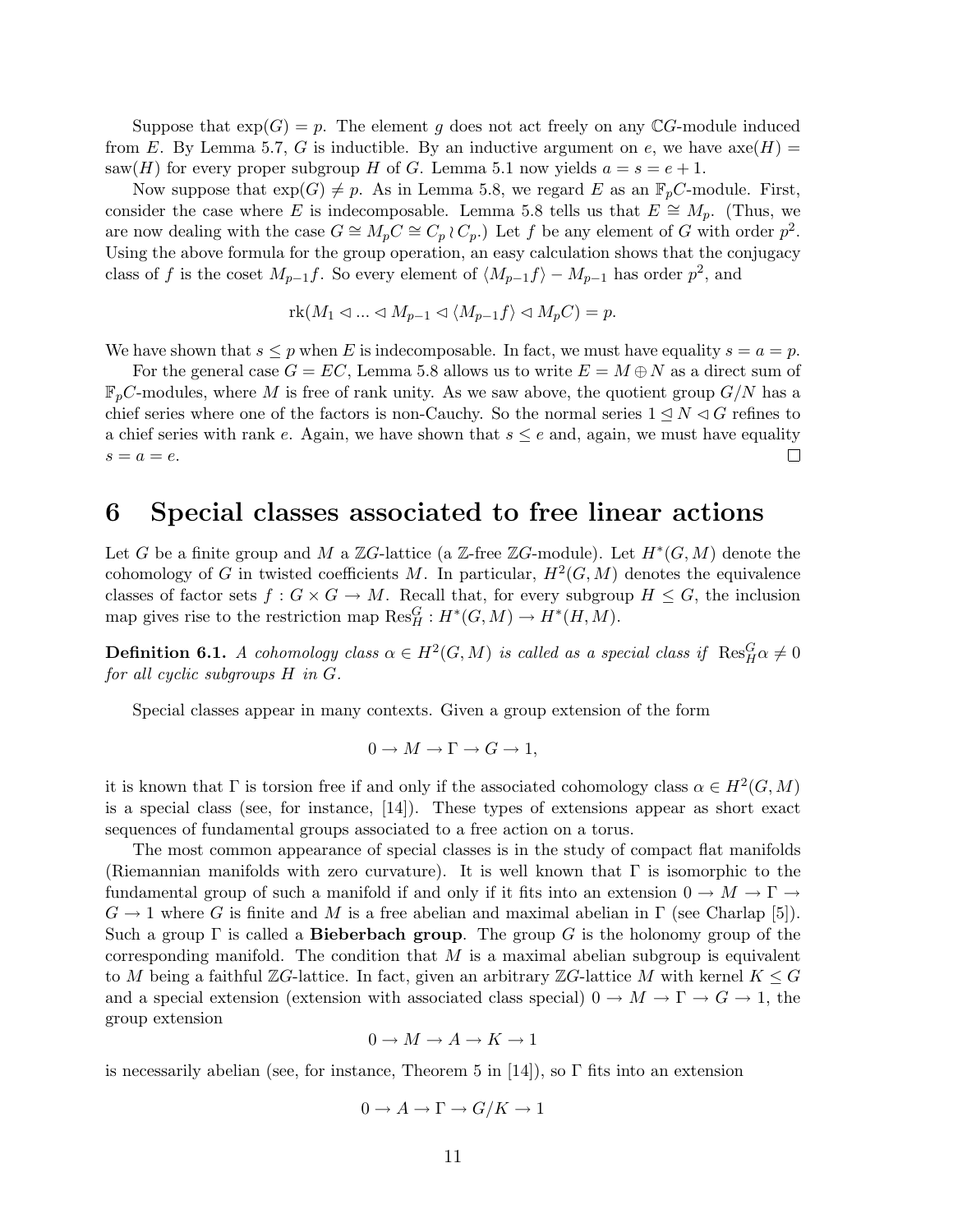Suppose that $\exp(G) = p$. The element $g$ does not act freely on any $\mathbb{C}G$-module induced from $E$. By Lemma 5.7, $G$ is inductible. By an inductive argument on $e$, we have $\mathrm{axe}(H) = \mathrm{saw}(H)$ for every proper subgroup $H$ of $G$. Lemma 5.1 now yields $a = s = e + 1$.

Now suppose that $\exp(G) \neq p$. As in Lemma 5.8, we regard $E$ as an $\mathbb{F}_p C$-module. First, consider the case where $E$ is indecomposable. Lemma 5.8 tells us that $E \cong M_p$. (Thus, we are now dealing with the case $G \cong M_p C \cong C_p \wr C_p$.) Let $f$ be any element of $G$ with order $p^2$. Using the above formula for the group operation, an easy calculation shows that the conjugacy class of $f$ is the coset $M_{p-1}f$. So every element of $\langle M_{p-1}f \rangle - M_{p-1}$ has order $p^2$, and

$$\mathrm{rk}(M_1 \lhd \ldots \lhd M_{p-1} \lhd \langle M_{p-1}f \rangle \lhd M_p C) = p.$$

We have shown that $s \leq p$ when $E$ is indecomposable. In fact, we must have equality $s = a = p$.

For the general case $G = EC$, Lemma 5.8 allows us to write $E = M \oplus N$ as a direct sum of $\mathbb{F}_p C$-modules, where $M$ is free of rank unity. As we saw above, the quotient group $G/N$ has a chief series where one of the factors is non-Cauchy. So the normal series $1 \unlhd N \lhd G$ refines to a chief series with rank $e$. Again, we have shown that $s \leq e$ and, again, we must have equality $s = a = e$. □

# 6 Special classes associated to free linear actions

Let $G$ be a finite group and $M$ a $\mathbb{Z}G$-lattice (a $\mathbb{Z}$-free $\mathbb{Z}G$-module). Let $H^*(G, M)$ denote the cohomology of $G$ in twisted coefficients $M$. In particular, $H^2(G, M)$ denotes the equivalence classes of factor sets $f : G \times G \to M$. Recall that, for every subgroup $H \leq G$, the inclusion map gives rise to the restriction map $\mathrm{Res}^G_H : H^*(G, M) \to H^*(H, M)$.

**Definition 6.1.** *A cohomology class $\alpha \in H^2(G, M)$ is called as a special class if $\mathrm{Res}^G_H \alpha \neq 0$ for all cyclic subgroups $H$ in $G$.*

Special classes appear in many contexts. Given a group extension of the form

$$0 \to M \to \Gamma \to G \to 1,$$

it is known that $\Gamma$ is torsion free if and only if the associated cohomology class $\alpha \in H^2(G, M)$ is a special class (see, for instance, [14]). These types of extensions appear as short exact sequences of fundamental groups associated to a free action on a torus.

The most common appearance of special classes is in the study of compact flat manifolds (Riemannian manifolds with zero curvature). It is well known that $\Gamma$ is isomorphic to the fundamental group of such a manifold if and only if it fits into an extension $0 \to M \to \Gamma \to G \to 1$ where $G$ is finite and $M$ is a free abelian and maximal abelian in $\Gamma$ (see Charlap [5]). Such a group $\Gamma$ is called a **Bieberbach group**. The group $G$ is the holonomy group of the corresponding manifold. The condition that $M$ is a maximal abelian subgroup is equivalent to $M$ being a faithful $\mathbb{Z}G$-lattice. In fact, given an arbitrary $\mathbb{Z}G$-lattice $M$ with kernel $K \leq G$ and a special extension (extension with associated class special) $0 \to M \to \Gamma \to G \to 1$, the group extension

$$0 \to M \to A \to K \to 1$$

is necessarily abelian (see, for instance, Theorem 5 in [14]), so $\Gamma$ fits into an extension

$$0 \to A \to \Gamma \to G/K \to 1$$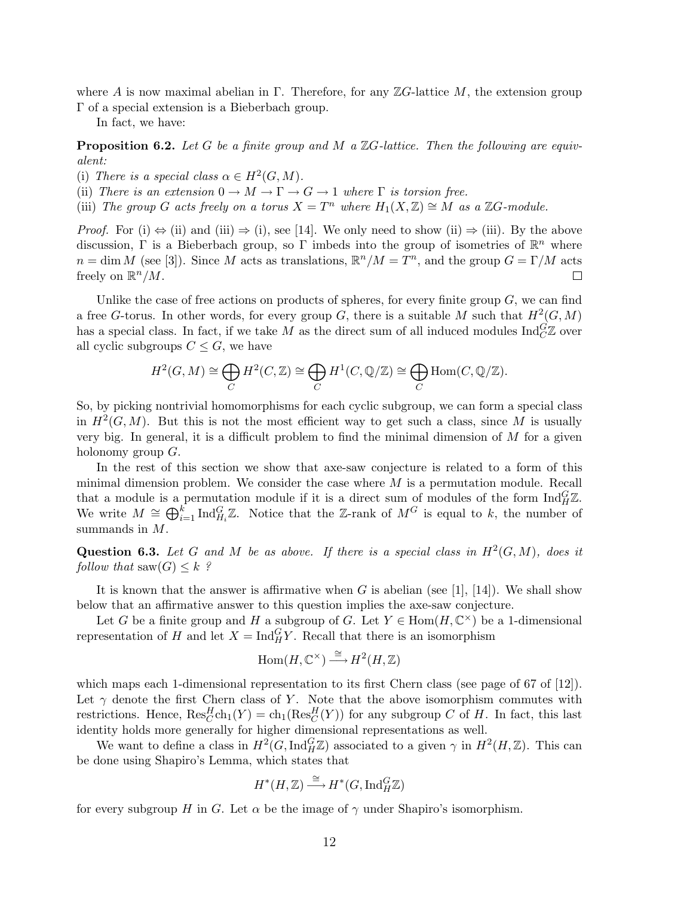where $A$ is now maximal abelian in $\Gamma$. Therefore, for any $\mathbb{Z}G$-lattice $M$, the extension group $\Gamma$ of a special extension is a Bieberbach group.

In fact, we have:

**Proposition 6.2.** *Let $G$ be a finite group and $M$ a $\mathbb{Z}G$-lattice. Then the following are equivalent:*
(i) *There is a special class $\alpha \in H^2(G, M)$.*
(ii) *There is an extension $0 \to M \to \Gamma \to G \to 1$ where $\Gamma$ is torsion free.*
(iii) *The group $G$ acts freely on a torus $X = T^n$ where $H_1(X, \mathbb{Z}) \cong M$ as a $\mathbb{Z}G$-module.*

*Proof.* For (i) $\Leftrightarrow$ (ii) and (iii) $\Rightarrow$ (i), see [14]. We only need to show (ii) $\Rightarrow$ (iii). By the above discussion, $\Gamma$ is a Bieberbach group, so $\Gamma$ imbeds into the group of isometries of $\mathbb{R}^n$ where $n = \dim M$ (see [3]). Since $M$ acts as translations, $\mathbb{R}^n/M = T^n$, and the group $G = \Gamma/M$ acts freely on $\mathbb{R}^n/M$. ∎

Unlike the case of free actions on products of spheres, for every finite group $G$, we can find a free $G$-torus. In other words, for every group $G$, there is a suitable $M$ such that $H^2(G, M)$ has a special class. In fact, if we take $M$ as the direct sum of all induced modules $\mathrm{Ind}_C^G \mathbb{Z}$ over all cyclic subgroups $C \leq G$, we have

$$H^2(G, M) \cong \bigoplus_C H^2(C, \mathbb{Z}) \cong \bigoplus_C H^1(C, \mathbb{Q}/\mathbb{Z}) \cong \bigoplus_C \mathrm{Hom}(C, \mathbb{Q}/\mathbb{Z}).$$

So, by picking nontrivial homomorphisms for each cyclic subgroup, we can form a special class in $H^2(G, M)$. But this is not the most efficient way to get such a class, since $M$ is usually very big. In general, it is a difficult problem to find the minimal dimension of $M$ for a given holonomy group $G$.

In the rest of this section we show that axe-saw conjecture is related to a form of this minimal dimension problem. We consider the case where $M$ is a permutation module. Recall that a module is a permutation module if it is a direct sum of modules of the form $\mathrm{Ind}_H^G \mathbb{Z}$. We write $M \cong \bigoplus_{i=1}^k \mathrm{Ind}_{H_i}^G \mathbb{Z}$. Notice that the $\mathbb{Z}$-rank of $M^G$ is equal to $k$, the number of summands in $M$.

**Question 6.3.** *Let $G$ and $M$ be as above. If there is a special class in $H^2(G, M)$, does it follow that $\mathrm{saw}(G) \leq k$ ?*

It is known that the answer is affirmative when $G$ is abelian (see [1], [14]). We shall show below that an affirmative answer to this question implies the axe-saw conjecture.

Let $G$ be a finite group and $H$ a subgroup of $G$. Let $Y \in \mathrm{Hom}(H, \mathbb{C}^\times)$ be a 1-dimensional representation of $H$ and let $X = \mathrm{Ind}_H^G Y$. Recall that there is an isomorphism

$$\mathrm{Hom}(H, \mathbb{C}^\times) \xrightarrow{\cong} H^2(H, \mathbb{Z})$$

which maps each 1-dimensional representation to its first Chern class (see page of 67 of [12]). Let $\gamma$ denote the first Chern class of $Y$. Note that the above isomorphism commutes with restrictions. Hence, $\mathrm{Res}_C^H \mathrm{ch}_1(Y) = \mathrm{ch}_1(\mathrm{Res}_C^H(Y))$ for any subgroup $C$ of $H$. In fact, this last identity holds more generally for higher dimensional representations as well.

We want to define a class in $H^2(G, \mathrm{Ind}_H^G \mathbb{Z})$ associated to a given $\gamma$ in $H^2(H, \mathbb{Z})$. This can be done using Shapiro's Lemma, which states that

$$H^*(H, \mathbb{Z}) \xrightarrow{\cong} H^*(G, \mathrm{Ind}_H^G \mathbb{Z})$$

for every subgroup $H$ in $G$. Let $\alpha$ be the image of $\gamma$ under Shapiro's isomorphism.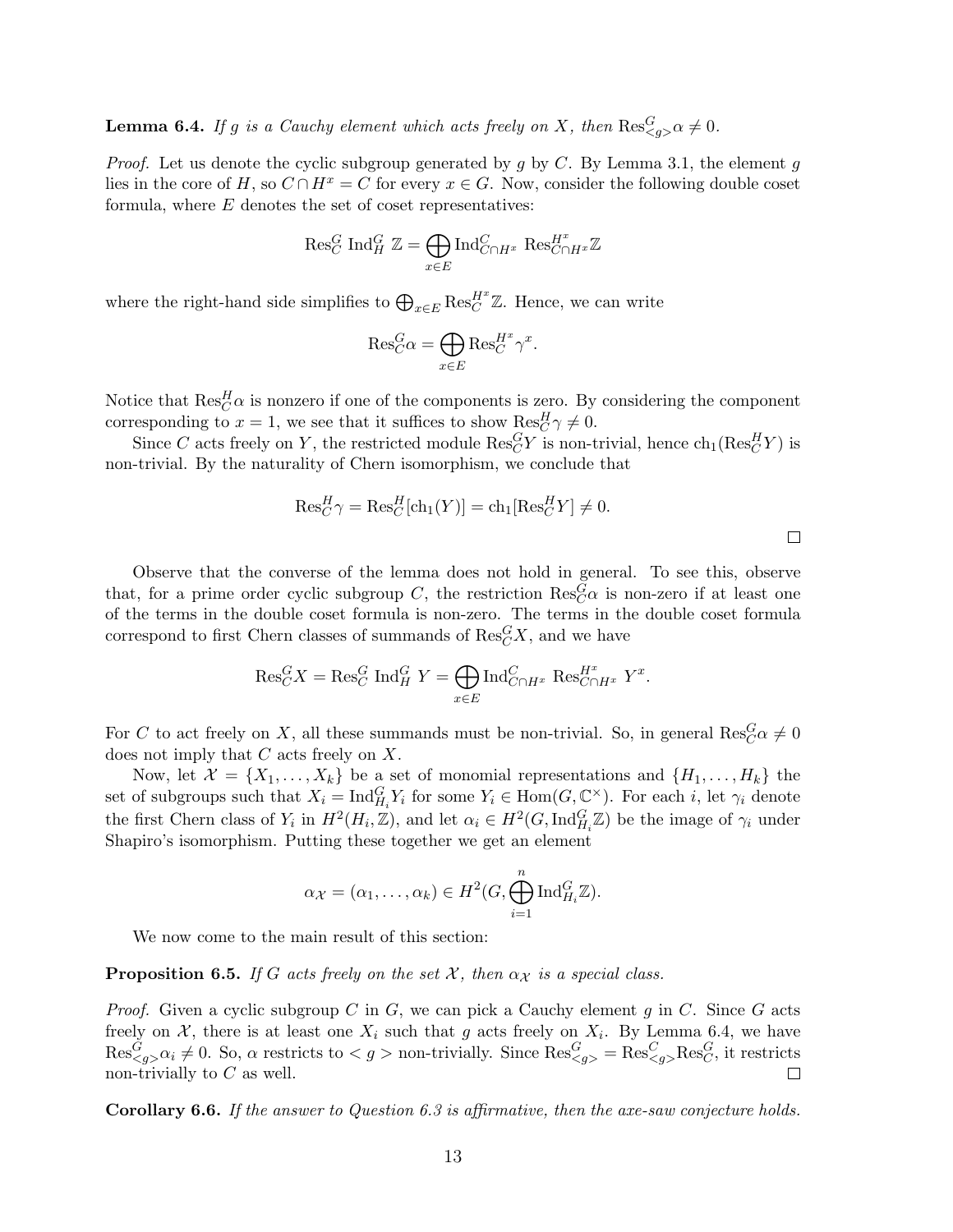**Lemma 6.4.** *If $g$ is a Cauchy element which acts freely on $X$, then $\mathrm{Res}^G_{<g>}\alpha \neq 0$.*

*Proof.* Let us denote the cyclic subgroup generated by $g$ by $C$. By Lemma 3.1, the element $g$ lies in the core of $H$, so $C \cap H^x = C$ for every $x \in G$. Now, consider the following double coset formula, where $E$ denotes the set of coset representatives:

$$\mathrm{Res}^G_C \ \mathrm{Ind}^G_H \ \mathbb{Z} = \bigoplus_{x \in E} \mathrm{Ind}^C_{C\cap H^x} \ \mathrm{Res}^{H^x}_{C \cap H^x} \mathbb{Z}$$

where the right-hand side simplifies to $\bigoplus_{x\in E} \mathrm{Res}^{H^x}_C \mathbb{Z}$. Hence, we can write

$$\mathrm{Res}^G_C \alpha = \bigoplus_{x \in E} \mathrm{Res}^{H^x}_C \gamma^x.$$

Notice that $\mathrm{Res}^H_C \alpha$ is nonzero if one of the components is zero. By considering the component corresponding to $x = 1$, we see that it suffices to show $\mathrm{Res}^G_C \gamma \neq 0$.

Since $C$ acts freely on $Y$, the restricted module $\mathrm{Res}^G_C Y$ is non-trivial, hence $\mathrm{ch}_1(\mathrm{Res}^H_C Y)$ is non-trivial. By the naturality of Chern isomorphism, we conclude that

$$\mathrm{Res}^H_C \gamma = \mathrm{Res}^H_C[\mathrm{ch}_1(Y)] = \mathrm{ch}_1[\mathrm{Res}^H_C Y] \neq 0.$$

$\square$

Observe that the converse of the lemma does not hold in general. To see this, observe that, for a prime order cyclic subgroup $C$, the restriction $\mathrm{Res}^G_C \alpha$ is non-zero if at least one of the terms in the double coset formula is non-zero. The terms in the double coset formula correspond to first Chern classes of summands of $\mathrm{Res}^G_C X$, and we have

$$\mathrm{Res}^G_C X = \mathrm{Res}^G_C \ \mathrm{Ind}^G_H \ Y = \bigoplus_{x \in E} \mathrm{Ind}^C_{C\cap H^x} \ \mathrm{Res}^{H^x}_{C\cap H^x} \ Y^x.$$

For $C$ to act freely on $X$, all these summands must be non-trivial. So, in general $\mathrm{Res}^G_C \alpha \neq 0$ does not imply that $C$ acts freely on $X$.

Now, let $\mathcal{X} = \{X_1, \dots, X_k\}$ be a set of monomial representations and $\{H_1, \dots, H_k\}$ the set of subgroups such that $X_i = \mathrm{Ind}^G_{H_i} Y_i$ for some $Y_i \in \mathrm{Hom}(G, \mathbb{C}^\times)$. For each $i$, let $\gamma_i$ denote the first Chern class of $Y_i$ in $H^2(H_i, \mathbb{Z})$, and let $\alpha_i \in H^2(G, \mathrm{Ind}^G_{H_i}\mathbb{Z})$ be the image of $\gamma_i$ under Shapiro's isomorphism. Putting these together we get an element

$$\alpha_{\mathcal{X}} = (\alpha_1, \dots, \alpha_k) \in H^2(G, \bigoplus_{i=1}^{n} \mathrm{Ind}^G_{H_i}\mathbb{Z}).$$

We now come to the main result of this section:

**Proposition 6.5.** *If $G$ acts freely on the set $\mathcal{X}$, then $\alpha_{\mathcal{X}}$ is a special class.*

*Proof.* Given a cyclic subgroup $C$ in $G$, we can pick a Cauchy element $g$ in $C$. Since $G$ acts freely on $\mathcal{X}$, there is at least one $X_i$ such that $g$ acts freely on $X_i$. By Lemma 6.4, we have $\mathrm{Res}^G_{<g>}\alpha_i \neq 0$. So, $\alpha$ restricts to $<g>$ non-trivially. Since $\mathrm{Res}^G_{<g>} = \mathrm{Res}^C_{<g>}\mathrm{Res}^G_C$, it restricts non-trivially to $C$ as well. $\square$

**Corollary 6.6.** *If the answer to Question 6.3 is affirmative, then the axe-saw conjecture holds.*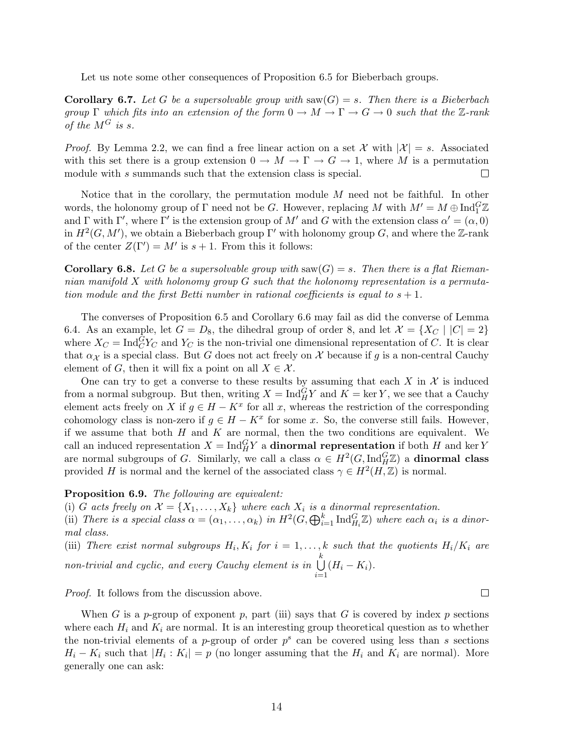Let us note some other consequences of Proposition 6.5 for Bieberbach groups.

**Corollary 6.7.** *Let $G$ be a supersolvable group with $\mathrm{saw}(G) = s$. Then there is a Bieberbach group $\Gamma$ which fits into an extension of the form $0 \to M \to \Gamma \to G \to 0$ such that the $\mathbb{Z}$-rank of the $M^G$ is $s$.*

*Proof.* By Lemma 2.2, we can find a free linear action on a set $\mathcal{X}$ with $|\mathcal{X}| = s$. Associated with this set there is a group extension $0 \to M \to \Gamma \to G \to 1$, where $M$ is a permutation module with $s$ summands such that the extension class is special. □

Notice that in the corollary, the permutation module $M$ need not be faithful. In other words, the holonomy group of $\Gamma$ need not be $G$. However, replacing $M$ with $M' = M \oplus \mathrm{Ind}_1^G \mathbb{Z}$ and $\Gamma$ with $\Gamma'$, where $\Gamma'$ is the extension group of $M'$ and $G$ with the extension class $\alpha' = (\alpha, 0)$ in $H^2(G, M')$, we obtain a Bieberbach group $\Gamma'$ with holonomy group $G$, and where the $\mathbb{Z}$-rank of the center $Z(\Gamma') = M'$ is $s+1$. From this it follows:

**Corollary 6.8.** *Let $G$ be a supersolvable group with $\mathrm{saw}(G) = s$. Then there is a flat Riemannian manifold $X$ with holonomy group $G$ such that the holonomy representation is a permutation module and the first Betti number in rational coefficients is equal to $s + 1$.*

The converses of Proposition 6.5 and Corollary 6.6 may fail as did the converse of Lemma 6.4. As an example, let $G = D_8$, the dihedral group of order 8, and let $\mathcal{X} = \{X_C \mid |C| = 2\}$ where $X_C = \mathrm{Ind}_C^G Y_C$ and $Y_C$ is the non-trivial one dimensional representation of $C$. It is clear that $\alpha_{\mathcal{X}}$ is a special class. But $G$ does not act freely on $\mathcal{X}$ because if $g$ is a non-central Cauchy element of $G$, then it will fix a point on all $X \in \mathcal{X}$.

One can try to get a converse to these results by assuming that each $X$ in $\mathcal{X}$ is induced from a normal subgroup. But then, writing $X = \mathrm{Ind}_H^G Y$ and $K = \ker Y$, we see that a Cauchy element acts freely on $X$ if $g \in H - K^x$ for all $x$, whereas the restriction of the corresponding cohomology class is non-zero if $g \in H - K^x$ for some $x$. So, the converse still fails. However, if we assume that both $H$ and $K$ are normal, then the two conditions are equivalent. We call an induced representation $X = \mathrm{Ind}_H^G Y$ a **dinormal representation** if both $H$ and $\ker Y$ are normal subgroups of $G$. Similarly, we call a class $\alpha \in H^2(G, \mathrm{Ind}_H^G \mathbb{Z})$ a **dinormal class** provided $H$ is normal and the kernel of the associated class $\gamma \in H^2(H, \mathbb{Z})$ is normal.

**Proposition 6.9.** *The following are equivalent:*
*(i) $G$ acts freely on $\mathcal{X} = \{X_1, \dots, X_k\}$ where each $X_i$ is a dinormal representation.*
*(ii) There is a special class $\alpha = (\alpha_1, \dots, \alpha_k)$ in $H^2(G, \bigoplus_{i=1}^k \mathrm{Ind}_{H_i}^G \mathbb{Z})$ where each $\alpha_i$ is a dinormal class.*
*(iii) There exist normal subgroups $H_i, K_i$ for $i = 1, \dots, k$ such that the quotients $H_i/K_i$ are non-trivial and cyclic, and every Cauchy element is in $\bigcup_{i=1}^{k} (H_i - K_i)$.*

*Proof.* It follows from the discussion above. □

When $G$ is a $p$-group of exponent $p$, part (iii) says that $G$ is covered by index $p$ sections where each $H_i$ and $K_i$ are normal. It is an interesting group theoretical question as to whether the non-trivial elements of a $p$-group of order $p^s$ can be covered using less than $s$ sections $H_i - K_i$ such that $|H_i : K_i| = p$ (no longer assuming that the $H_i$ and $K_i$ are normal). More generally one can ask: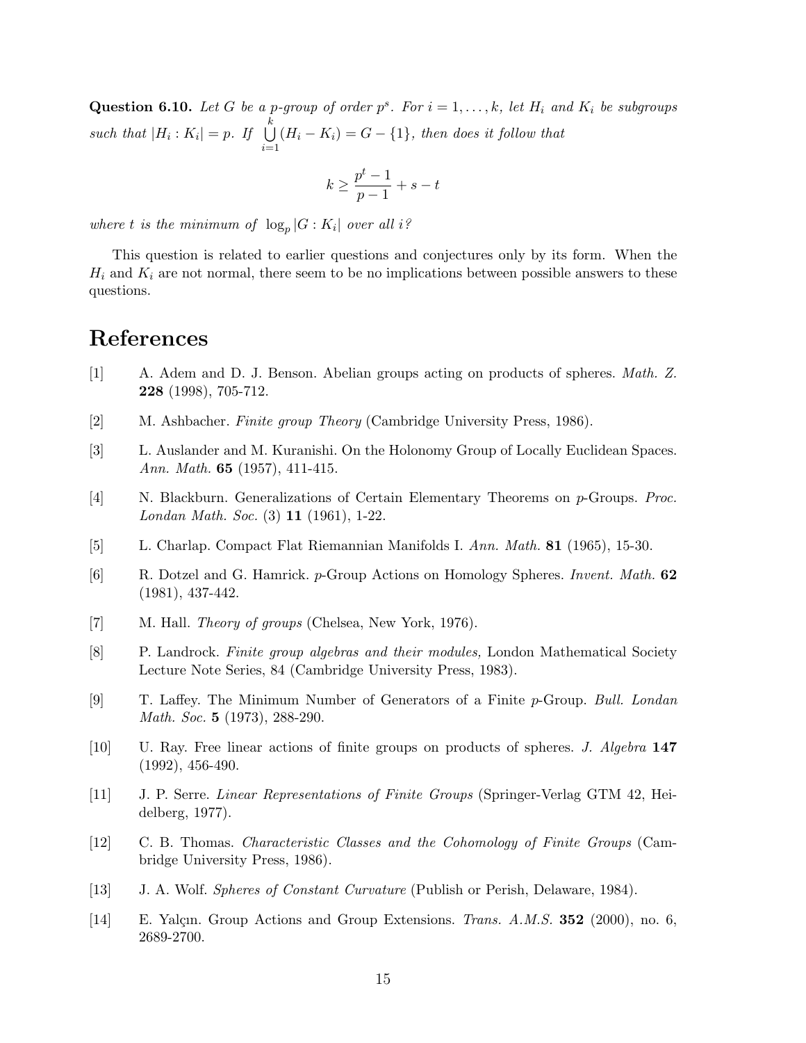**Question 6.10.** *Let $G$ be a $p$-group of order $p^s$. For $i = 1, \ldots, k$, let $H_i$ and $K_i$ be subgroups such that $|H_i : K_i| = p$. If $\bigcup_{i=1}^{k} (H_i - K_i) = G - \{1\}$, then does it follow that*

$$k \geq \frac{p^t - 1}{p - 1} + s - t$$

*where $t$ is the minimum of $\log_p |G : K_i|$ over all $i$?*

This question is related to earlier questions and conjectures only by its form. When the $H_i$ and $K_i$ are not normal, there seem to be no implications between possible answers to these questions.

# References

[1] A. Adem and D. J. Benson. Abelian groups acting on products of spheres. *Math. Z.* **228** (1998), 705-712.

[2] M. Ashbacher. *Finite group Theory* (Cambridge University Press, 1986).

[3] L. Auslander and M. Kuranishi. On the Holonomy Group of Locally Euclidean Spaces. *Ann. Math.* **65** (1957), 411-415.

[4] N. Blackburn. Generalizations of Certain Elementary Theorems on $p$-Groups. *Proc. Londan Math. Soc.* (3) **11** (1961), 1-22.

[5] L. Charlap. Compact Flat Riemannian Manifolds I. *Ann. Math.* **81** (1965), 15-30.

[6] R. Dotzel and G. Hamrick. $p$-Group Actions on Homology Spheres. *Invent. Math.* **62** (1981), 437-442.

[7] M. Hall. *Theory of groups* (Chelsea, New York, 1976).

[8] P. Landrock. *Finite group algebras and their modules,* London Mathematical Society Lecture Note Series, 84 (Cambridge University Press, 1983).

[9] T. Laffey. The Minimum Number of Generators of a Finite $p$-Group. *Bull. Londan Math. Soc.* **5** (1973), 288-290.

[10] U. Ray. Free linear actions of finite groups on products of spheres. *J. Algebra* **147** (1992), 456-490.

[11] J. P. Serre. *Linear Representations of Finite Groups* (Springer-Verlag GTM 42, Heidelberg, 1977).

[12] C. B. Thomas. *Characteristic Classes and the Cohomology of Finite Groups* (Cambridge University Press, 1986).

[13] J. A. Wolf. *Spheres of Constant Curvature* (Publish or Perish, Delaware, 1984).

[14] E. Yalçın. Group Actions and Group Extensions. *Trans. A.M.S.* **352** (2000), no. 6, 2689-2700.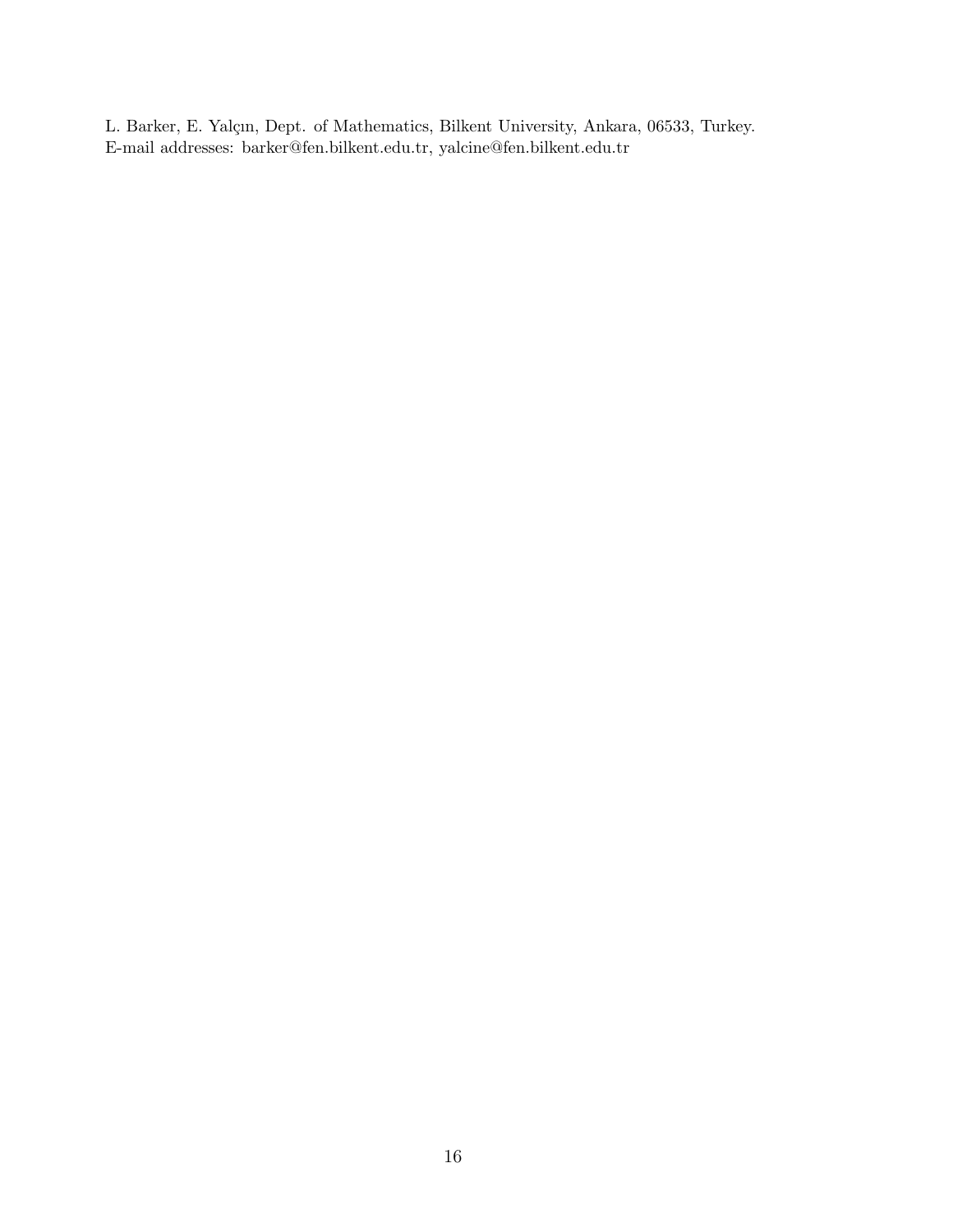L. Barker, E. Yalçın, Dept. of Mathematics, Bilkent University, Ankara, 06533, Turkey.
E-mail addresses: barker@fen.bilkent.edu.tr, yalcine@fen.bilkent.edu.tr